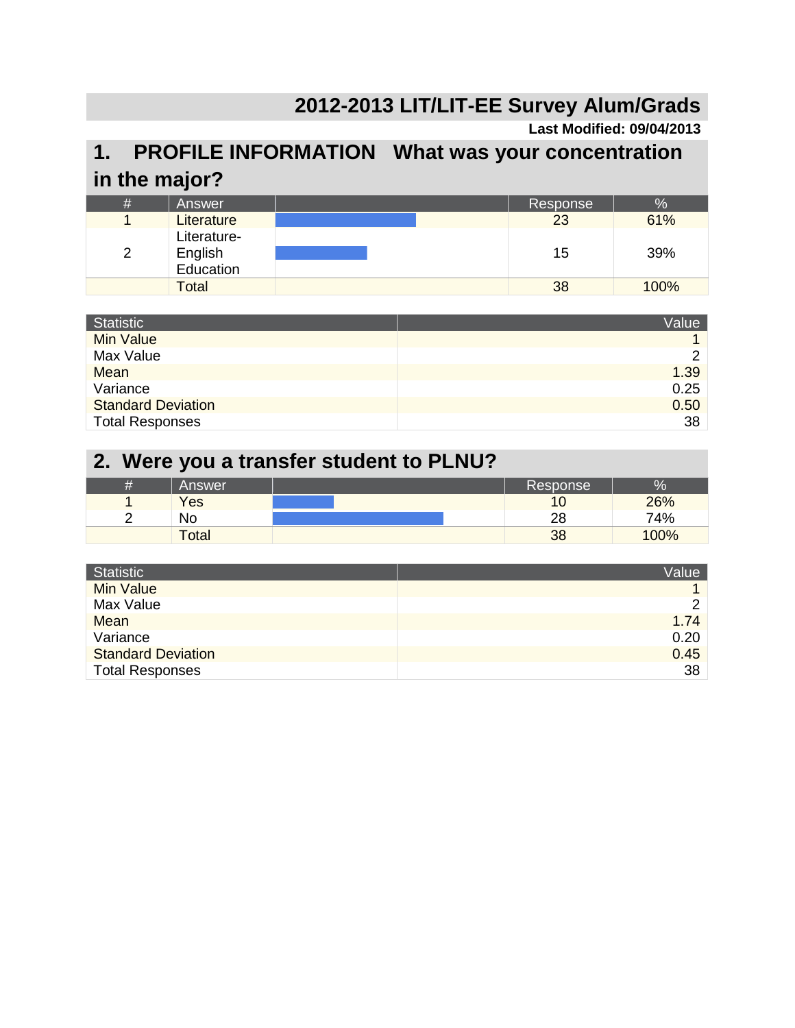# 2012-2013 LIT/LIT-EE Survey Alum/Grads

**Last Modified: 09/04/2013**

## 1. PROFILE INFORMATION What was your concentration in the major?

| # | Answer | | Response | % |
|---|---|---|---|---|
| 1 | Literature | | 23 | 61% |
| 2 | Literature-English Education | | 15 | 39% |
| | Total | | 38 | 100% |

| Statistic | Value |
|---|---|
| Min Value | 1 |
| Max Value | 2 |
| Mean | 1.39 |
| Variance | 0.25 |
| Standard Deviation | 0.50 |
| Total Responses | 38 |

## 2. Were you a transfer student to PLNU?

| # | Answer | | Response | % |
|---|---|---|---|---|
| 1 | Yes | | 10 | 26% |
| 2 | No | | 28 | 74% |
| | Total | | 38 | 100% |

| Statistic | Value |
|---|---|
| Min Value | 1 |
| Max Value | 2 |
| Mean | 1.74 |
| Variance | 0.20 |
| Standard Deviation | 0.45 |
| Total Responses | 38 |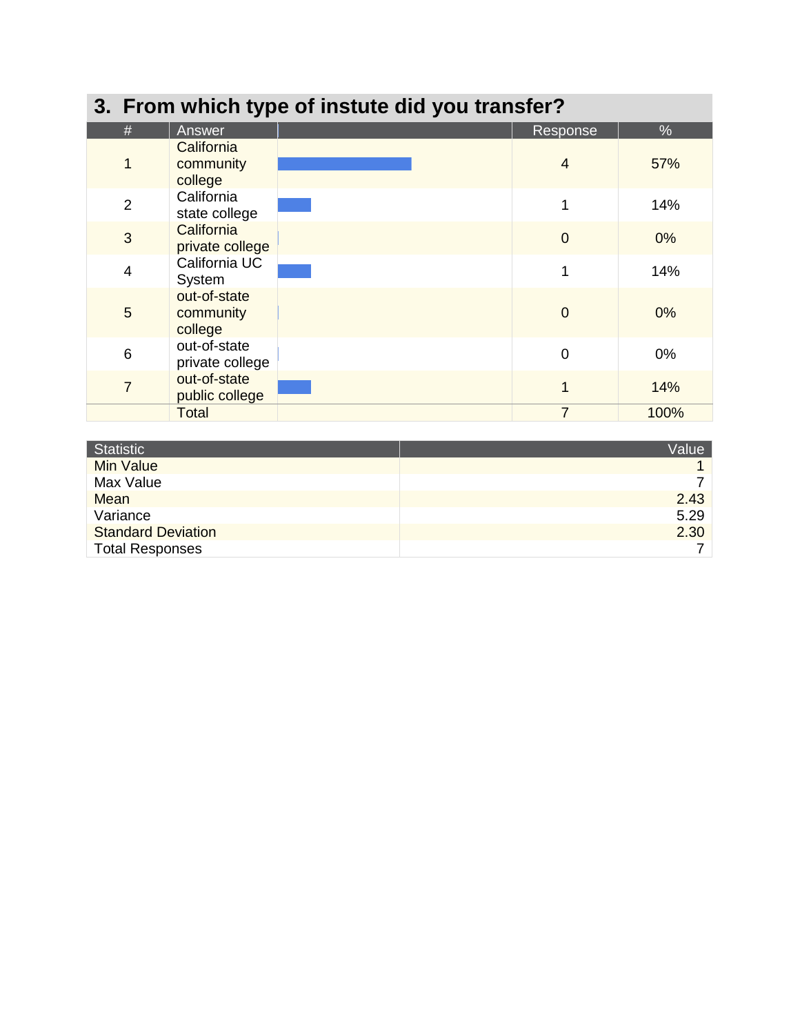## 3. From which type of instute did you transfer?

| # | Answer | | Response | % |
|---|---|---|---|---|
| 1 | California community college | | 4 | 57% |
| 2 | California state college | | 1 | 14% |
| 3 | California private college | | 0 | 0% |
| 4 | California UC System | | 1 | 14% |
| 5 | out-of-state community college | | 0 | 0% |
| 6 | out-of-state private college | | 0 | 0% |
| 7 | out-of-state public college | | 1 | 14% |
| | Total | | 7 | 100% |

| Statistic | Value |
|---|---|
| Min Value | 1 |
| Max Value | 7 |
| Mean | 2.43 |
| Variance | 5.29 |
| Standard Deviation | 2.30 |
| Total Responses | 7 |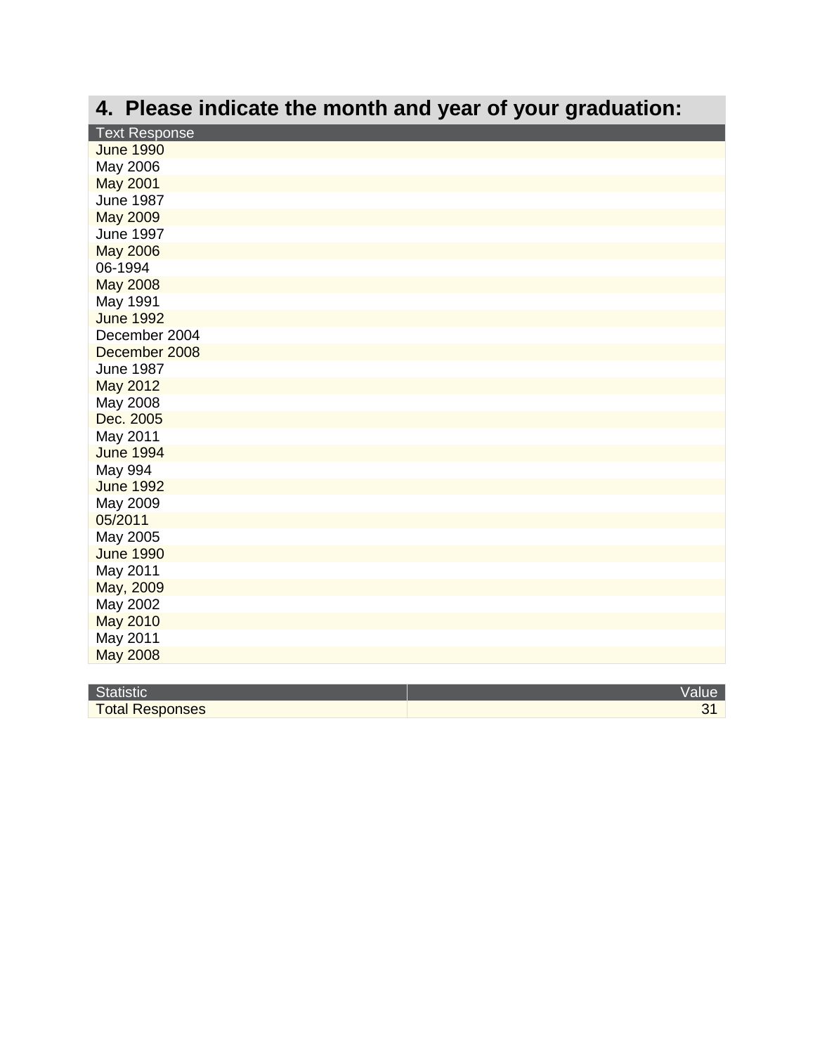## 4. Please indicate the month and year of your graduation:

| Text Response |
|---|
| June 1990 |
| May 2006 |
| May 2001 |
| June 1987 |
| May 2009 |
| June 1997 |
| May 2006 |
| 06-1994 |
| May 2008 |
| May 1991 |
| June 1992 |
| December 2004 |
| December 2008 |
| June 1987 |
| May 2012 |
| May 2008 |
| Dec. 2005 |
| May 2011 |
| June 1994 |
| May 994 |
| June 1992 |
| May 2009 |
| 05/2011 |
| May 2005 |
| June 1990 |
| May 2011 |
| May, 2009 |
| May 2002 |
| May 2010 |
| May 2011 |
| May 2008 |

| Statistic | Value |
|---|---|
| Total Responses | 31 |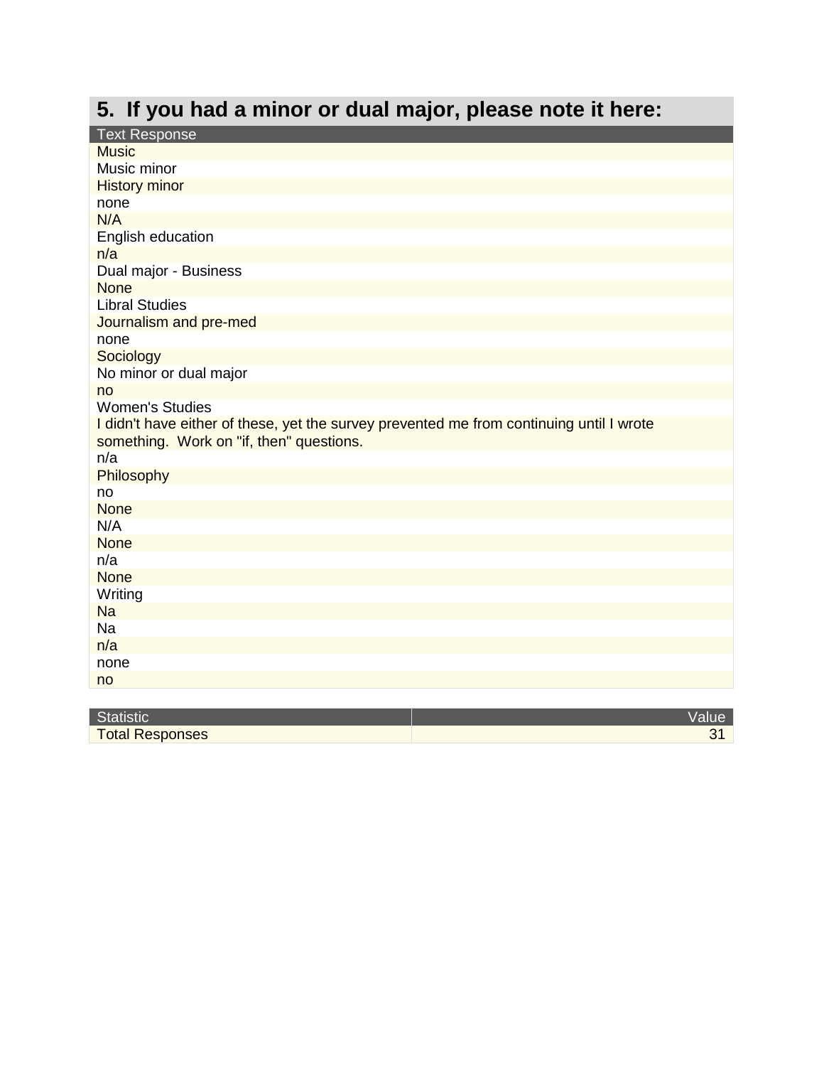## 5. If you had a minor or dual major, please note it here:

| Text Response |
| --- |
| Music |
| Music minor |
| History minor |
| none |
| N/A |
| English education |
| n/a |
| Dual major - Business |
| None |
| Libral Studies |
| Journalism and pre-med |
| none |
| Sociology |
| No minor or dual major |
| no |
| Women's Studies |
| I didn't have either of these, yet the survey prevented me from continuing until I wrote something. Work on "if, then" questions. |
| n/a |
| Philosophy |
| no |
| None |
| N/A |
| None |
| n/a |
| None |
| Writing |
| Na |
| Na |
| n/a |
| none |
| no |

| Statistic | Value |
| --- | --- |
| Total Responses | 31 |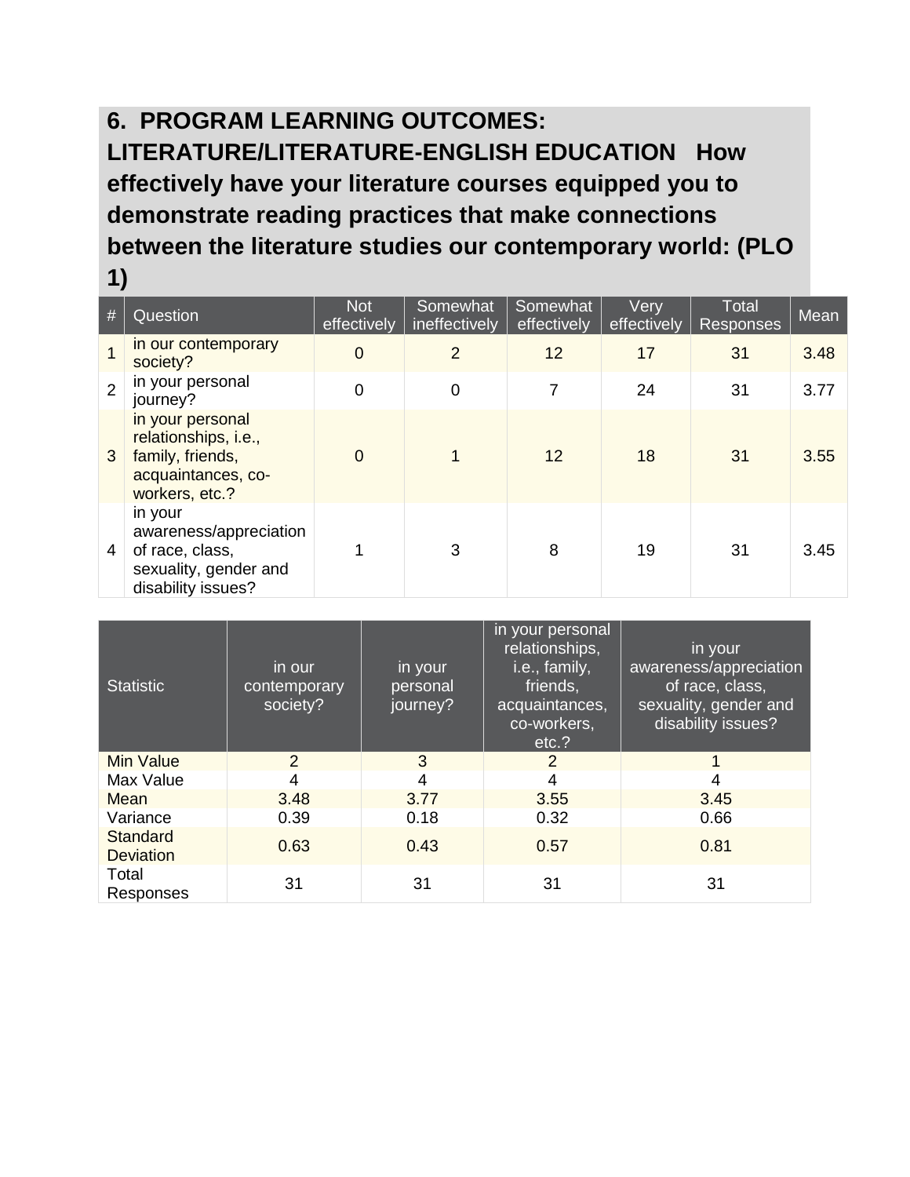## 6. PROGRAM LEARNING OUTCOMES: LITERATURE/LITERATURE-ENGLISH EDUCATION How effectively have your literature courses equipped you to demonstrate reading practices that make connections between the literature studies our contemporary world: (PLO 1)

| # | Question | Not effectively | Somewhat ineffectively | Somewhat effectively | Very effectively | Total Responses | Mean |
|---|---|---|---|---|---|---|---|
| 1 | in our contemporary society? | 0 | 2 | 12 | 17 | 31 | 3.48 |
| 2 | in your personal journey? | 0 | 0 | 7 | 24 | 31 | 3.77 |
| 3 | in your personal relationships, i.e., family, friends, acquaintances, co-workers, etc.? | 0 | 1 | 12 | 18 | 31 | 3.55 |
| 4 | in your awareness/appreciation of race, class, sexuality, gender and disability issues? | 1 | 3 | 8 | 19 | 31 | 3.45 |

| Statistic | in our contemporary society? | in your personal journey? | in your personal relationships, i.e., family, friends, acquaintances, co-workers, etc.? | in your awareness/appreciation of race, class, sexuality, gender and disability issues? |
|---|---|---|---|---|
| Min Value | 2 | 3 | 2 | 1 |
| Max Value | 4 | 4 | 4 | 4 |
| Mean | 3.48 | 3.77 | 3.55 | 3.45 |
| Variance | 0.39 | 0.18 | 0.32 | 0.66 |
| Standard Deviation | 0.63 | 0.43 | 0.57 | 0.81 |
| Total Responses | 31 | 31 | 31 | 31 |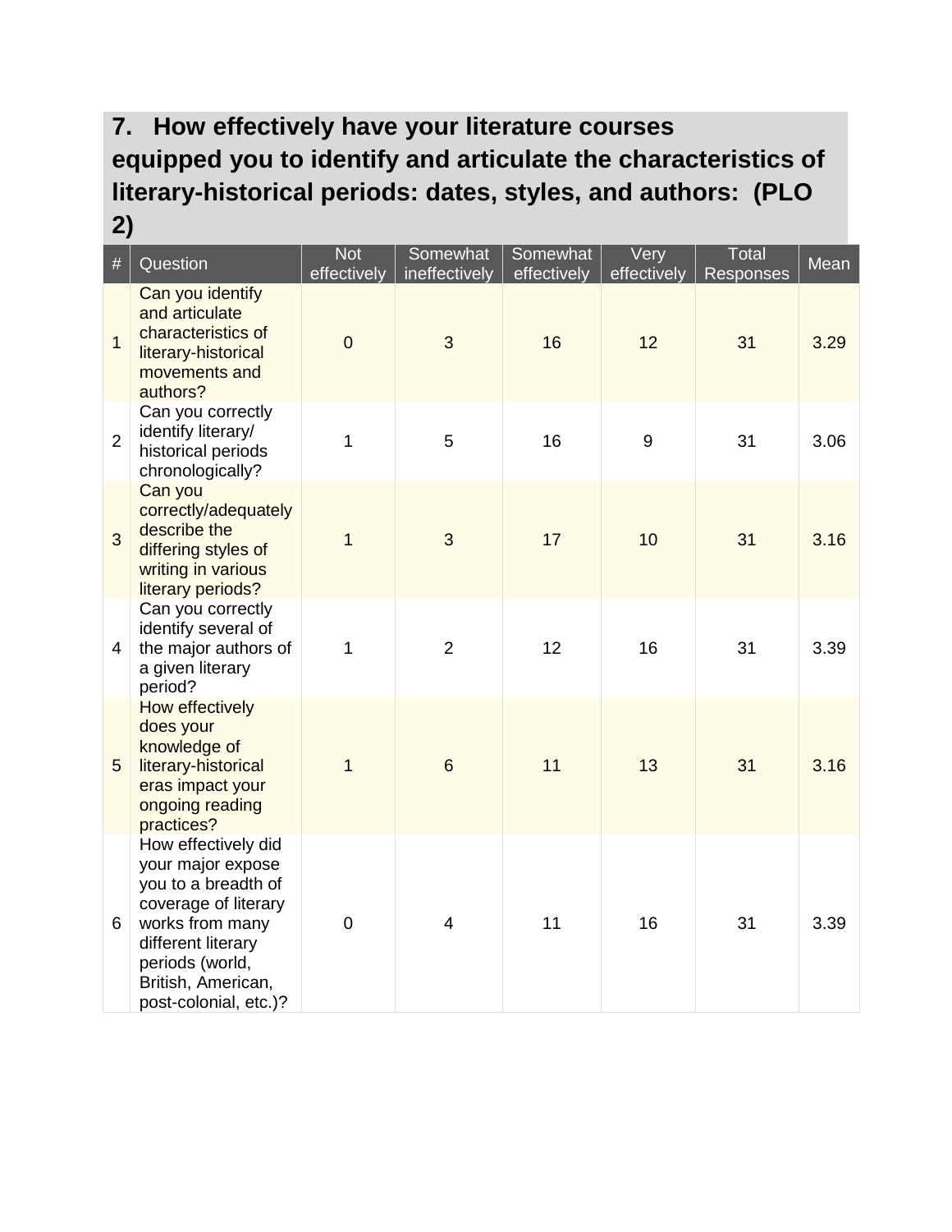### 7. How effectively have your literature courses equipped you to identify and articulate the characteristics of literary-historical periods: dates, styles, and authors: (PLO 2)

| # | Question | Not effectively | Somewhat ineffectively | Somewhat effectively | Very effectively | Total Responses | Mean |
|---|---|---|---|---|---|---|---|
| 1 | Can you identify and articulate characteristics of literary-historical movements and authors? | 0 | 3 | 16 | 12 | 31 | 3.29 |
| 2 | Can you correctly identify literary/ historical periods chronologically? | 1 | 5 | 16 | 9 | 31 | 3.06 |
| 3 | Can you correctly/adequately describe the differing styles of writing in various literary periods? | 1 | 3 | 17 | 10 | 31 | 3.16 |
| 4 | Can you correctly identify several of the major authors of a given literary period? | 1 | 2 | 12 | 16 | 31 | 3.39 |
| 5 | How effectively does your knowledge of literary-historical eras impact your ongoing reading practices? | 1 | 6 | 11 | 13 | 31 | 3.16 |
| 6 | How effectively did your major expose you to a breadth of coverage of literary works from many different literary periods (world, British, American, post-colonial, etc.)? | 0 | 4 | 11 | 16 | 31 | 3.39 |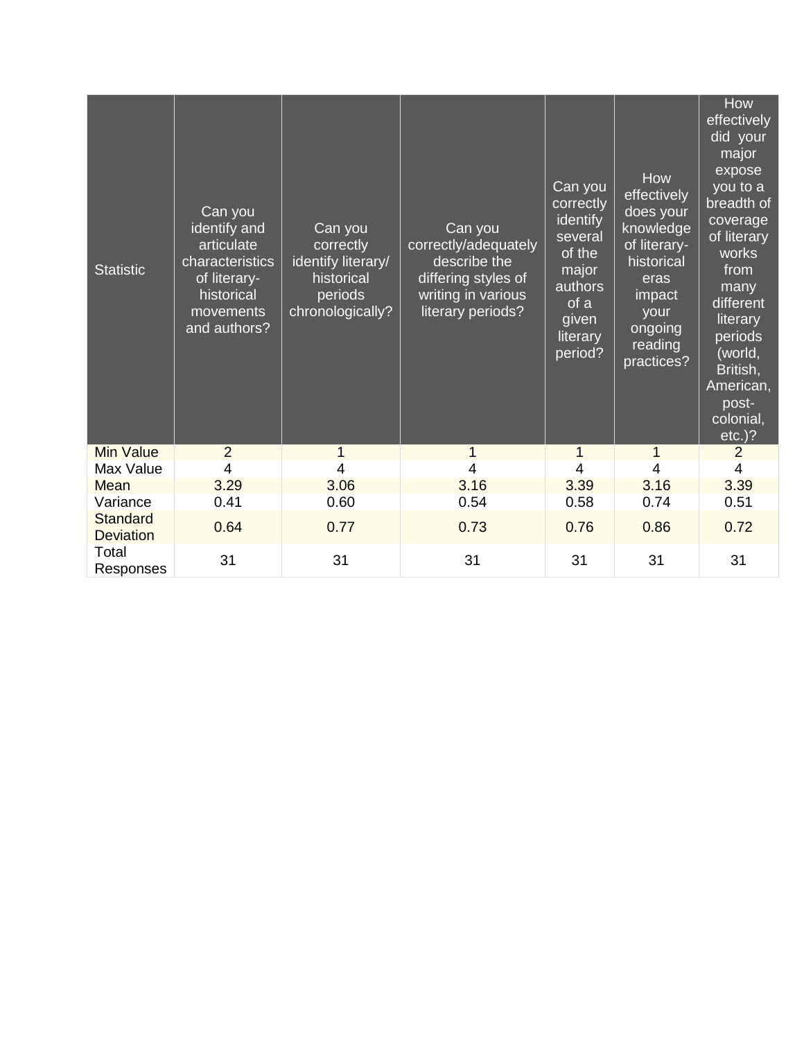| Statistic | Can you identify and articulate characteristics of literary-historical movements and authors? | Can you correctly identify literary/ historical periods chronologically? | Can you correctly/adequately describe the differing styles of writing in various literary periods? | Can you correctly identify several of the major authors of a given literary period? | How effectively does your knowledge of literary-historical eras impact your ongoing reading practices? | How effectively did your major expose you to a breadth of coverage of literary works from many different literary periods (world, British, American, post-colonial, etc.)? |
|---|---|---|---|---|---|---|
| Min Value | 2 | 1 | 1 | 1 | 1 | 2 |
| Max Value | 4 | 4 | 4 | 4 | 4 | 4 |
| Mean | 3.29 | 3.06 | 3.16 | 3.39 | 3.16 | 3.39 |
| Variance | 0.41 | 0.60 | 0.54 | 0.58 | 0.74 | 0.51 |
| Standard Deviation | 0.64 | 0.77 | 0.73 | 0.76 | 0.86 | 0.72 |
| Total Responses | 31 | 31 | 31 | 31 | 31 | 31 |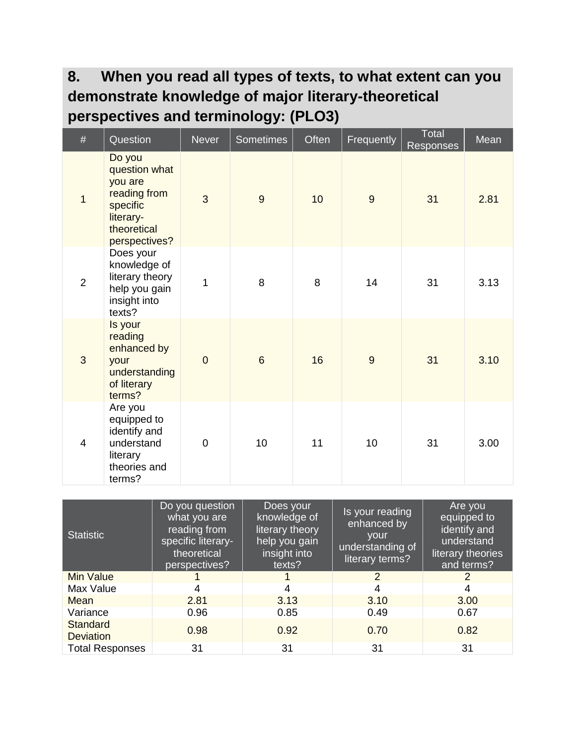## 8. When you read all types of texts, to what extent can you demonstrate knowledge of major literary-theoretical perspectives and terminology: (PLO3)

| # | Question | Never | Sometimes | Often | Frequently | Total Responses | Mean |
|---|---|---|---|---|---|---|---|
| 1 | Do you question what you are reading from specific literary-theoretical perspectives? | 3 | 9 | 10 | 9 | 31 | 2.81 |
| 2 | Does your knowledge of literary theory help you gain insight into texts? | 1 | 8 | 8 | 14 | 31 | 3.13 |
| 3 | Is your reading enhanced by your understanding of literary terms? | 0 | 6 | 16 | 9 | 31 | 3.10 |
| 4 | Are you equipped to identify and understand literary theories and terms? | 0 | 10 | 11 | 10 | 31 | 3.00 |

| Statistic | Do you question what you are reading from specific literary-theoretical perspectives? | Does your knowledge of literary theory help you gain insight into texts? | Is your reading enhanced by your understanding of literary terms? | Are you equipped to identify and understand literary theories and terms? |
|---|---|---|---|---|
| Min Value | 1 | 1 | 2 | 2 |
| Max Value | 4 | 4 | 4 | 4 |
| Mean | 2.81 | 3.13 | 3.10 | 3.00 |
| Variance | 0.96 | 0.85 | 0.49 | 0.67 |
| Standard Deviation | 0.98 | 0.92 | 0.70 | 0.82 |
| Total Responses | 31 | 31 | 31 | 31 |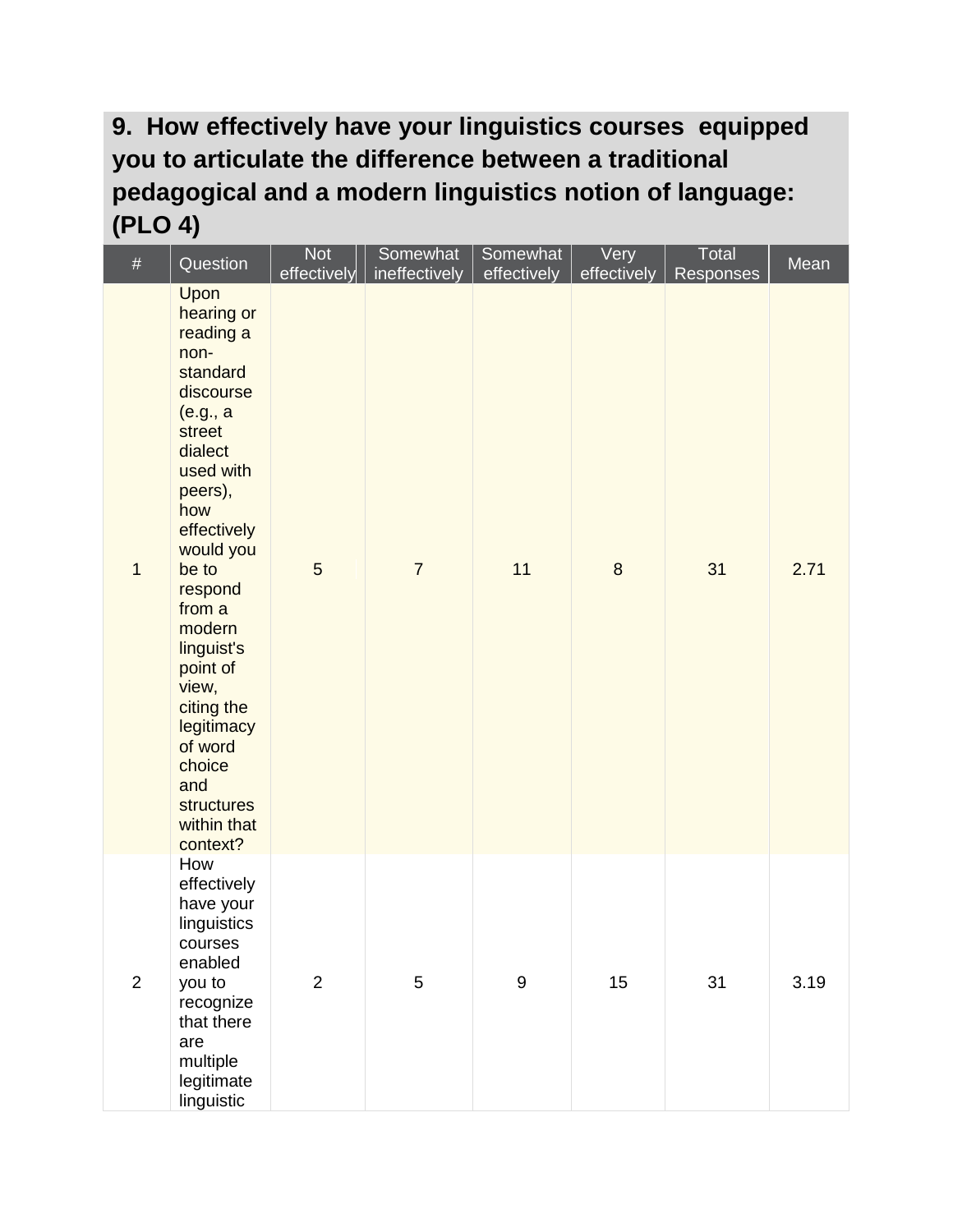## 9. How effectively have your linguistics courses equipped you to articulate the difference between a traditional pedagogical and a modern linguistics notion of language: (PLO 4)

| # | Question | Not effectively | Somewhat ineffectively | Somewhat effectively | Very effectively | Total Responses | Mean |
|---|---|---|---|---|---|---|---|
| 1 | Upon hearing or reading a non-standard discourse (e.g., a street dialect used with peers), how effectively would you be to respond from a modern linguist's point of view, citing the legitimacy of word choice and structures within that context? | 5 | 7 | 11 | 8 | 31 | 2.71 |
| 2 | How effectively have your linguistics courses enabled you to recognize that there are multiple legitimate linguistic | 2 | 5 | 9 | 15 | 31 | 3.19 |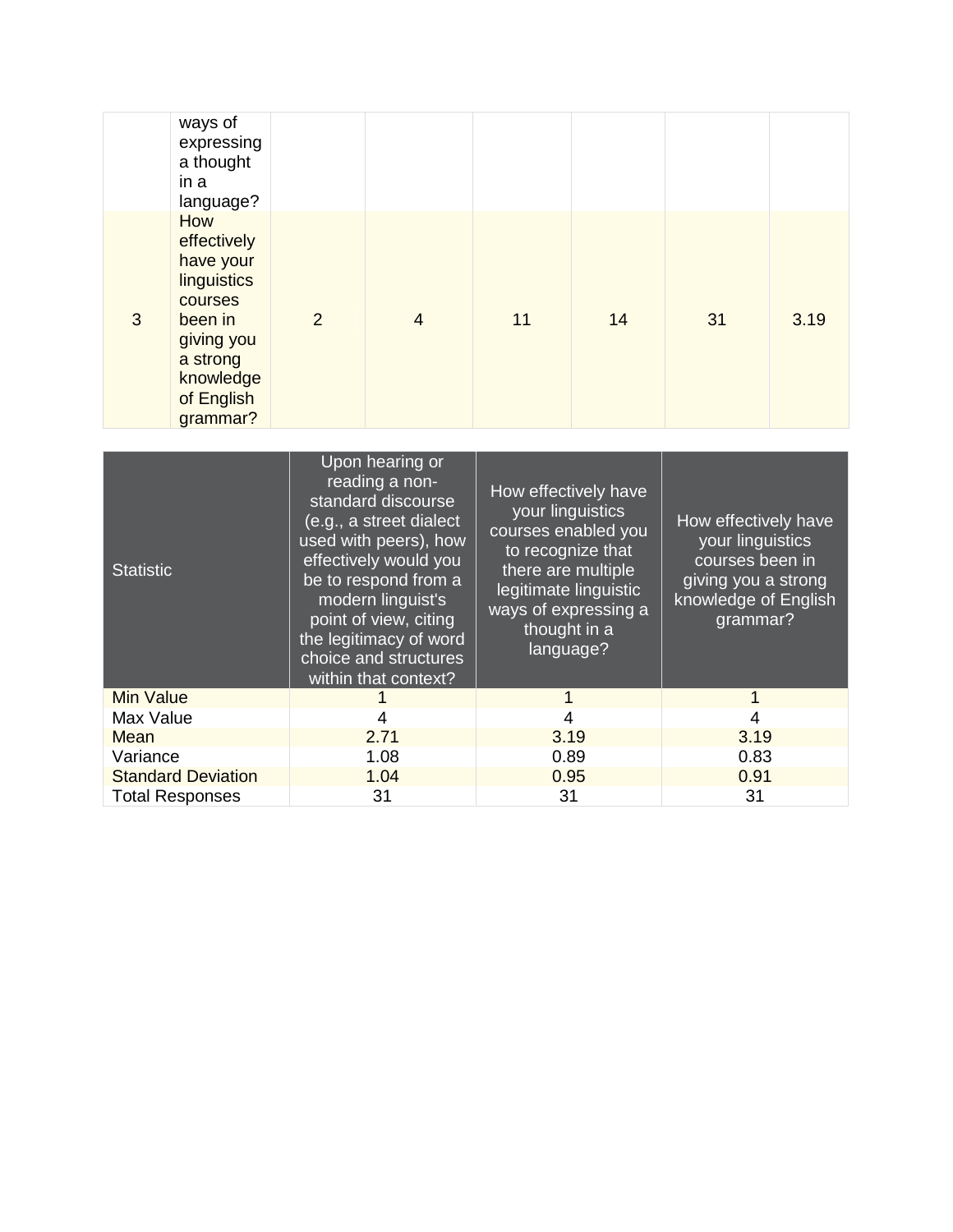| | | | | | | | |
|---|---|---|---|---|---|---|---|
| | ways of expressing a thought in a language? | | | | | | |
| 3 | How effectively have your linguistics courses been in giving you a strong knowledge of English grammar? | 2 | 4 | 11 | 14 | 31 | 3.19 |

| Statistic | Upon hearing or reading a non-standard discourse (e.g., a street dialect used with peers), how effectively would you be to respond from a modern linguist's point of view, citing the legitimacy of word choice and structures within that context? | How effectively have your linguistics courses enabled you to recognize that there are multiple legitimate linguistic ways of expressing a thought in a language? | How effectively have your linguistics courses been in giving you a strong knowledge of English grammar? |
|---|---|---|---|
| Min Value | 1 | 1 | 1 |
| Max Value | 4 | 4 | 4 |
| Mean | 2.71 | 3.19 | 3.19 |
| Variance | 1.08 | 0.89 | 0.83 |
| Standard Deviation | 1.04 | 0.95 | 0.91 |
| Total Responses | 31 | 31 | 31 |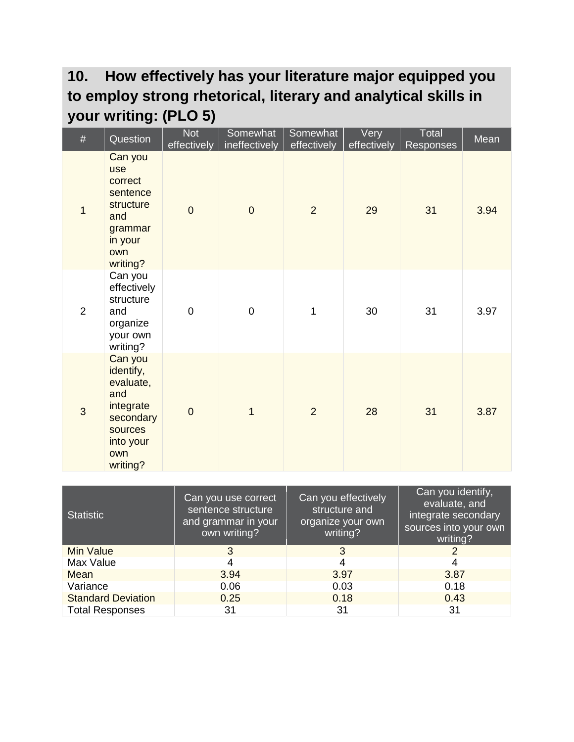## 10. How effectively has your literature major equipped you to employ strong rhetorical, literary and analytical skills in your writing: (PLO 5)

| # | Question | Not effectively | Somewhat ineffectively | Somewhat effectively | Very effectively | Total Responses | Mean |
|---|---|---|---|---|---|---|---|
| 1 | Can you use correct sentence structure and grammar in your own writing? | 0 | 0 | 2 | 29 | 31 | 3.94 |
| 2 | Can you effectively structure and organize your own writing? | 0 | 0 | 1 | 30 | 31 | 3.97 |
| 3 | Can you identify, evaluate, and integrate secondary sources into your own writing? | 0 | 1 | 2 | 28 | 31 | 3.87 |

| Statistic | Can you use correct sentence structure and grammar in your own writing? | Can you effectively structure and organize your own writing? | Can you identify, evaluate, and integrate secondary sources into your own writing? |
|---|---|---|---|
| Min Value | 3 | 3 | 2 |
| Max Value | 4 | 4 | 4 |
| Mean | 3.94 | 3.97 | 3.87 |
| Variance | 0.06 | 0.03 | 0.18 |
| Standard Deviation | 0.25 | 0.18 | 0.43 |
| Total Responses | 31 | 31 | 31 |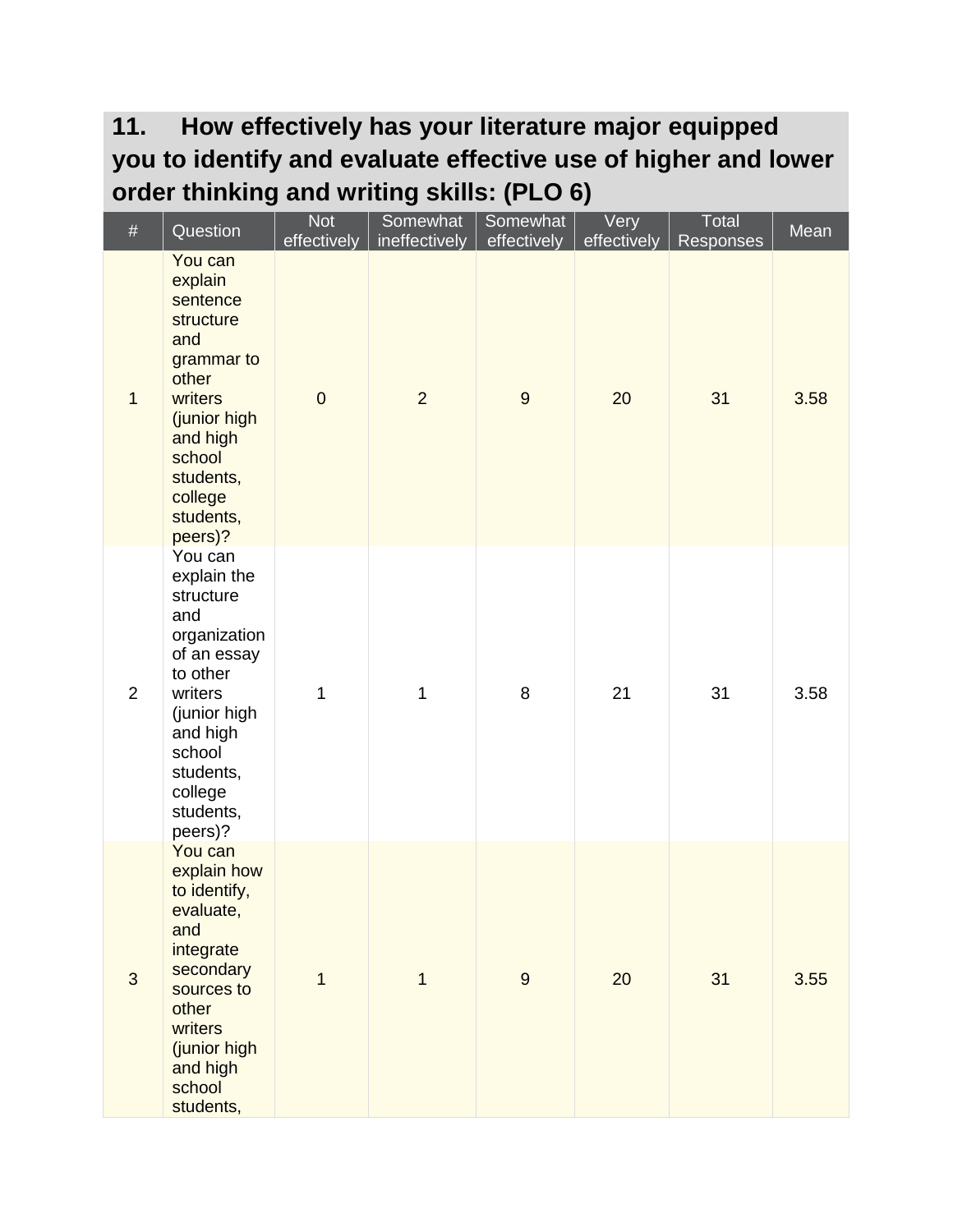## 11. How effectively has your literature major equipped you to identify and evaluate effective use of higher and lower order thinking and writing skills: (PLO 6)

| # | Question | Not effectively | Somewhat ineffectively | Somewhat effectively | Very effectively | Total Responses | Mean |
|---|---|---|---|---|---|---|---|
| 1 | You can explain sentence structure and grammar to other writers (junior high and high school students, college students, peers)? | 0 | 2 | 9 | 20 | 31 | 3.58 |
| 2 | You can explain the structure and organization of an essay to other writers (junior high and high school students, college students, peers)? | 1 | 1 | 8 | 21 | 31 | 3.58 |
| 3 | You can explain how to identify, evaluate, and integrate secondary sources to other writers (junior high and high school students, | 1 | 1 | 9 | 20 | 31 | 3.55 |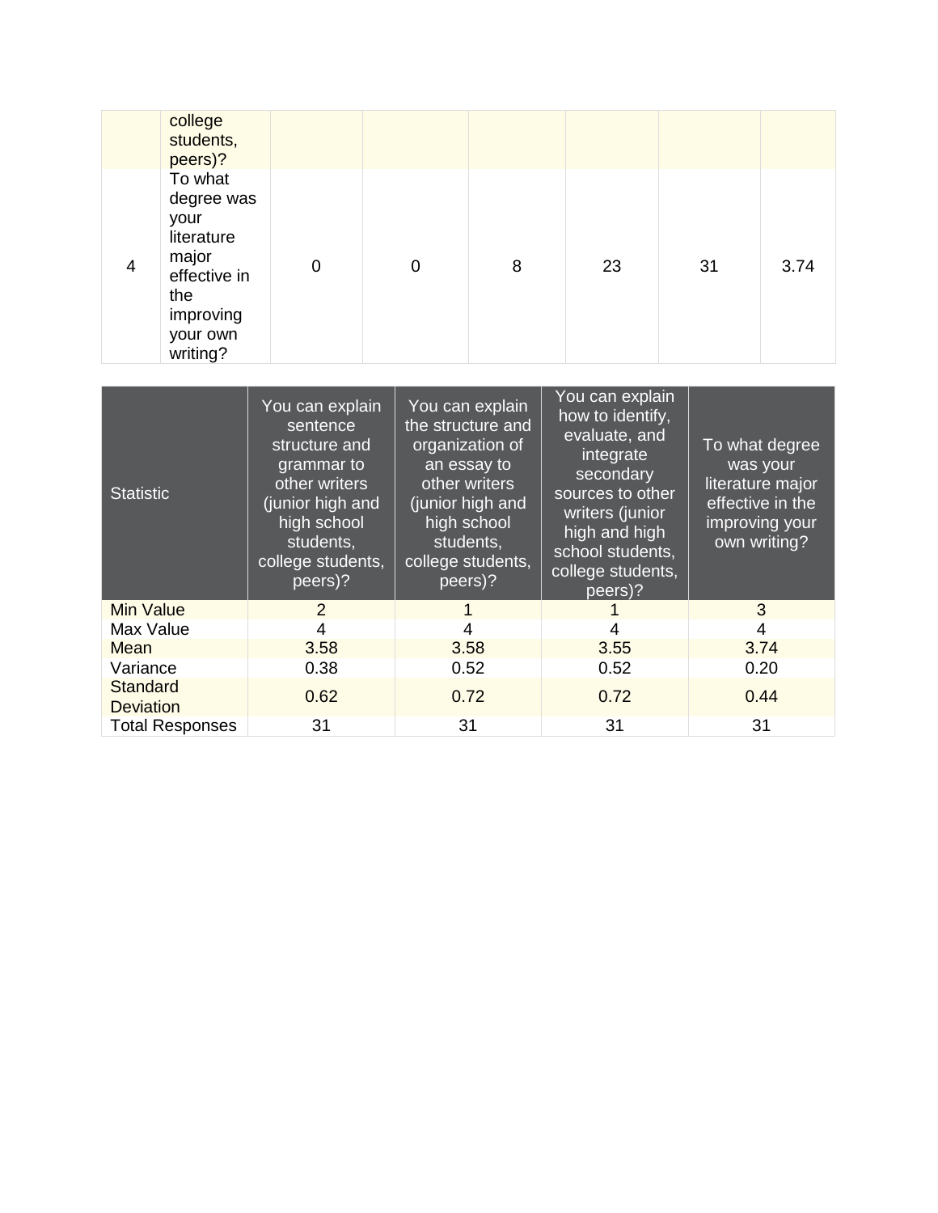|  | college students, peers)? |  |  |  |  |  |  |
|---|---|---|---|---|---|---|---|
| 4 | To what degree was your literature major effective in the improving your own writing? | 0 | 0 | 8 | 23 | 31 | 3.74 |

| Statistic | You can explain sentence structure and grammar to other writers (junior high and high school students, college students, peers)? | You can explain the structure and organization of an essay to other writers (junior high and high school students, college students, peers)? | You can explain how to identify, evaluate, and integrate secondary sources to other writers (junior high and high school students, college students, peers)? | To what degree was your literature major effective in the improving your own writing? |
|---|---|---|---|---|
| Min Value | 2 | 1 | 1 | 3 |
| Max Value | 4 | 4 | 4 | 4 |
| Mean | 3.58 | 3.58 | 3.55 | 3.74 |
| Variance | 0.38 | 0.52 | 0.52 | 0.20 |
| Standard Deviation | 0.62 | 0.72 | 0.72 | 0.44 |
| Total Responses | 31 | 31 | 31 | 31 |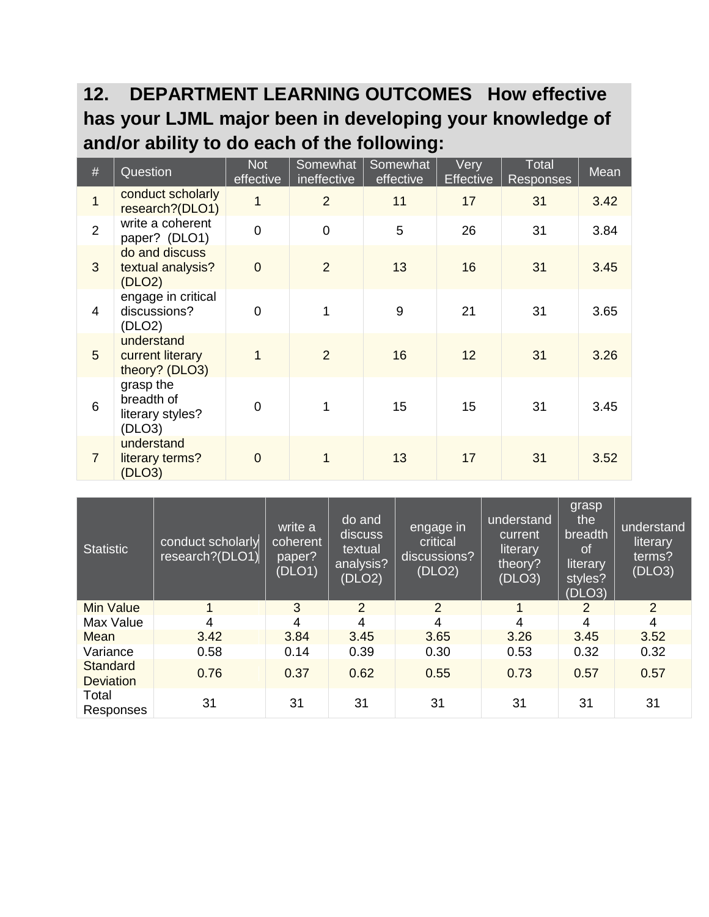## 12. DEPARTMENT LEARNING OUTCOMES How effective has your LJML major been in developing your knowledge of and/or ability to do each of the following:

| # | Question | Not effective | Somewhat ineffective | Somewhat effective | Very Effective | Total Responses | Mean |
|---|---|---|---|---|---|---|---|
| 1 | conduct scholarly research?(DLO1) | 1 | 2 | 11 | 17 | 31 | 3.42 |
| 2 | write a coherent paper? (DLO1) | 0 | 0 | 5 | 26 | 31 | 3.84 |
| 3 | do and discuss textual analysis? (DLO2) | 0 | 2 | 13 | 16 | 31 | 3.45 |
| 4 | engage in critical discussions? (DLO2) | 0 | 1 | 9 | 21 | 31 | 3.65 |
| 5 | understand current literary theory? (DLO3) | 1 | 2 | 16 | 12 | 31 | 3.26 |
| 6 | grasp the breadth of literary styles? (DLO3) | 0 | 1 | 15 | 15 | 31 | 3.45 |
| 7 | understand literary terms? (DLO3) | 0 | 1 | 13 | 17 | 31 | 3.52 |

| Statistic | conduct scholarly research?(DLO1) | write a coherent paper? (DLO1) | do and discuss textual analysis? (DLO2) | engage in critical discussions? (DLO2) | understand current literary theory? (DLO3) | grasp the breadth of literary styles? (DLO3) | understand literary terms? (DLO3) |
|---|---|---|---|---|---|---|---|
| Min Value | 1 | 3 | 2 | 2 | 1 | 2 | 2 |
| Max Value | 4 | 4 | 4 | 4 | 4 | 4 | 4 |
| Mean | 3.42 | 3.84 | 3.45 | 3.65 | 3.26 | 3.45 | 3.52 |
| Variance | 0.58 | 0.14 | 0.39 | 0.30 | 0.53 | 0.32 | 0.32 |
| Standard Deviation | 0.76 | 0.37 | 0.62 | 0.55 | 0.73 | 0.57 | 0.57 |
| Total Responses | 31 | 31 | 31 | 31 | 31 | 31 | 31 |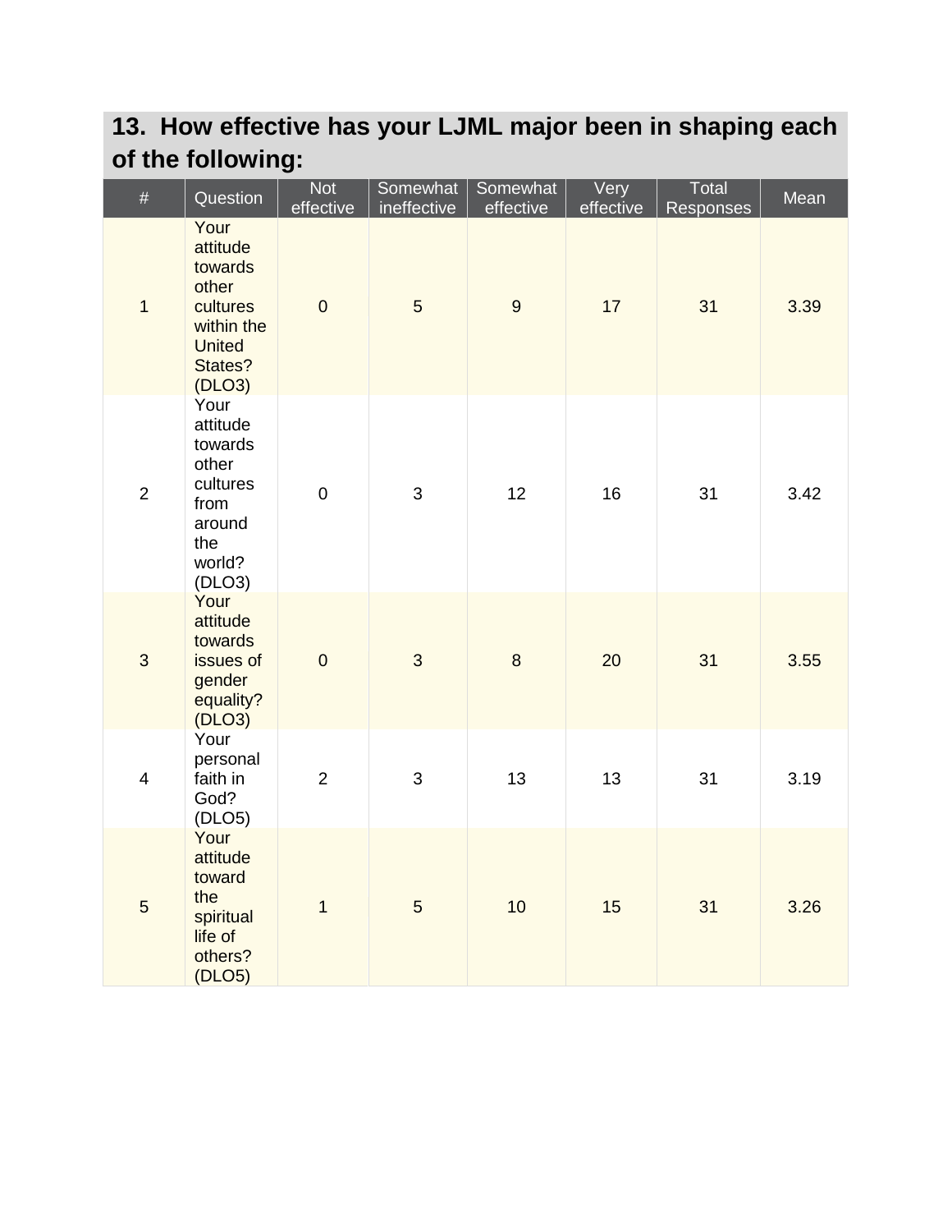## 13. How effective has your LJML major been in shaping each of the following:

| # | Question | Not effective | Somewhat ineffective | Somewhat effective | Very effective | Total Responses | Mean |
|---|---|---|---|---|---|---|---|
| 1 | Your attitude towards other cultures within the United States? (DLO3) | 0 | 5 | 9 | 17 | 31 | 3.39 |
| 2 | Your attitude towards other cultures from around the world? (DLO3) | 0 | 3 | 12 | 16 | 31 | 3.42 |
| 3 | Your attitude towards issues of gender equality? (DLO3) | 0 | 3 | 8 | 20 | 31 | 3.55 |
| 4 | Your personal faith in God? (DLO5) | 2 | 3 | 13 | 13 | 31 | 3.19 |
| 5 | Your attitude toward the spiritual life of others? (DLO5) | 1 | 5 | 10 | 15 | 31 | 3.26 |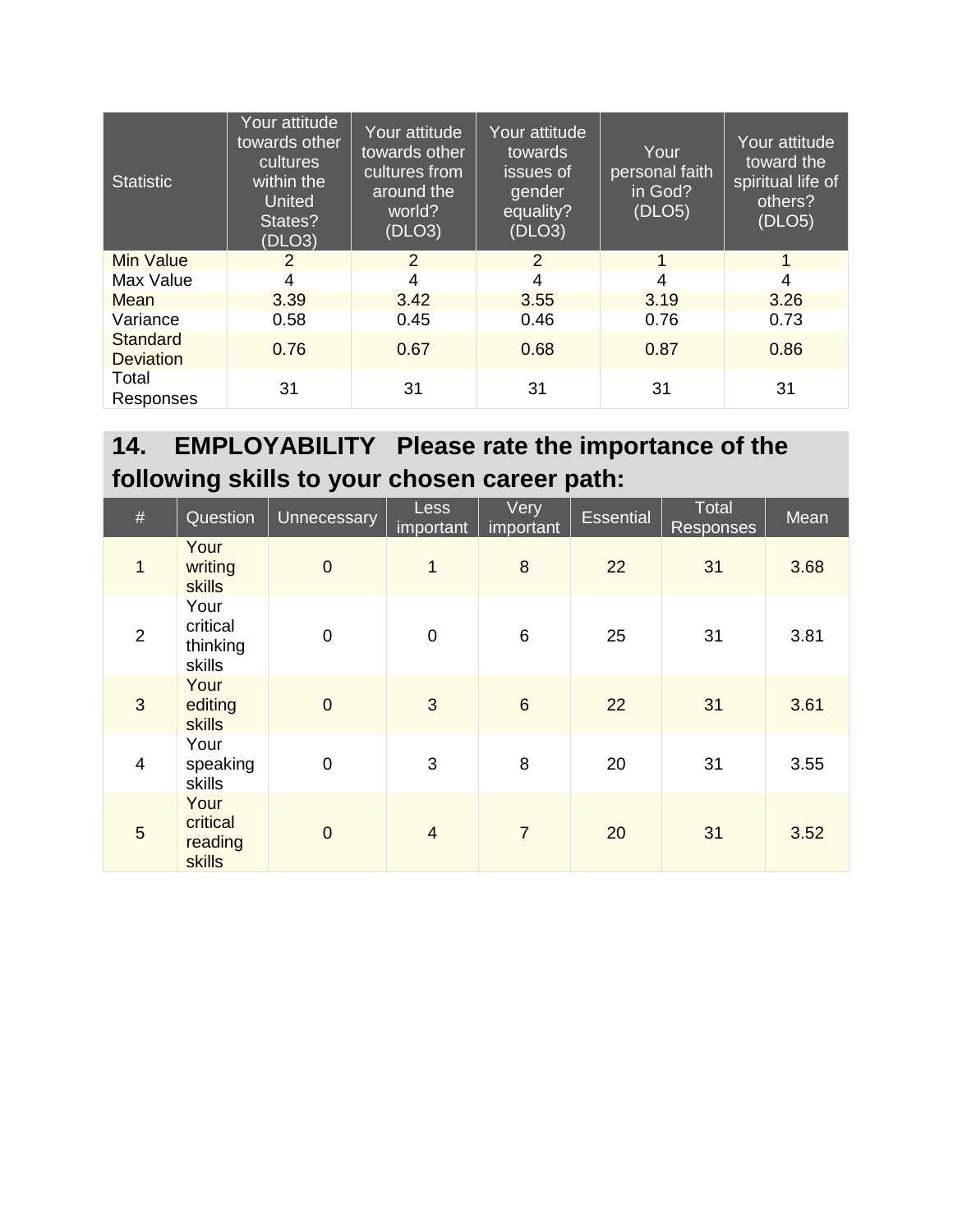| Statistic | Your attitude towards other cultures within the United States? (DLO3) | Your attitude towards other cultures from around the world? (DLO3) | Your attitude towards issues of gender equality? (DLO3) | Your personal faith in God? (DLO5) | Your attitude toward the spiritual life of others? (DLO5) |
|---|---|---|---|---|---|
| Min Value | 2 | 2 | 2 | 1 | 1 |
| Max Value | 4 | 4 | 4 | 4 | 4 |
| Mean | 3.39 | 3.42 | 3.55 | 3.19 | 3.26 |
| Variance | 0.58 | 0.45 | 0.46 | 0.76 | 0.73 |
| Standard Deviation | 0.76 | 0.67 | 0.68 | 0.87 | 0.86 |
| Total Responses | 31 | 31 | 31 | 31 | 31 |

## 14. EMPLOYABILITY Please rate the importance of the following skills to your chosen career path:

| # | Question | Unnecessary | Less important | Very important | Essential | Total Responses | Mean |
|---|---|---|---|---|---|---|---|
| 1 | Your writing skills | 0 | 1 | 8 | 22 | 31 | 3.68 |
| 2 | Your critical thinking skills | 0 | 0 | 6 | 25 | 31 | 3.81 |
| 3 | Your editing skills | 0 | 3 | 6 | 22 | 31 | 3.61 |
| 4 | Your speaking skills | 0 | 3 | 8 | 20 | 31 | 3.55 |
| 5 | Your critical reading skills | 0 | 4 | 7 | 20 | 31 | 3.52 |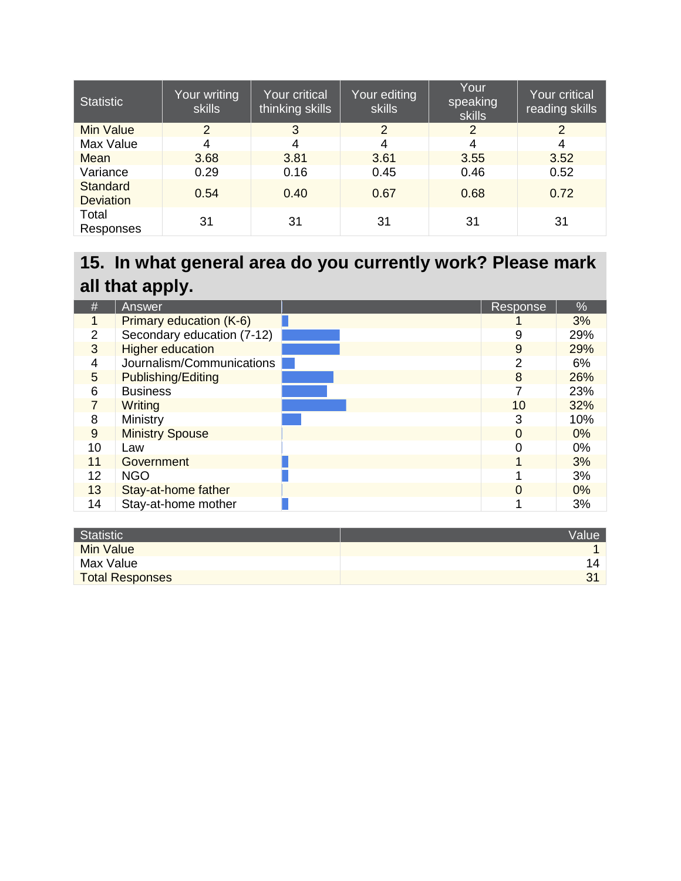| Statistic | Your writing skills | Your critical thinking skills | Your editing skills | Your speaking skills | Your critical reading skills |
|---|---|---|---|---|---|
| Min Value | 2 | 3 | 2 | 2 | 2 |
| Max Value | 4 | 4 | 4 | 4 | 4 |
| Mean | 3.68 | 3.81 | 3.61 | 3.55 | 3.52 |
| Variance | 0.29 | 0.16 | 0.45 | 0.46 | 0.52 |
| Standard Deviation | 0.54 | 0.40 | 0.67 | 0.68 | 0.72 |
| Total Responses | 31 | 31 | 31 | 31 | 31 |

## 15. In what general area do you currently work? Please mark all that apply.

| # | Answer | | Response | % |
|---|---|---|---|---|
| 1 | Primary education (K-6) | | 1 | 3% |
| 2 | Secondary education (7-12) | | 9 | 29% |
| 3 | Higher education | | 9 | 29% |
| 4 | Journalism/Communications | | 2 | 6% |
| 5 | Publishing/Editing | | 8 | 26% |
| 6 | Business | | 7 | 23% |
| 7 | Writing | | 10 | 32% |
| 8 | Ministry | | 3 | 10% |
| 9 | Ministry Spouse | | 0 | 0% |
| 10 | Law | | 0 | 0% |
| 11 | Government | | 1 | 3% |
| 12 | NGO | | 1 | 3% |
| 13 | Stay-at-home father | | 0 | 0% |
| 14 | Stay-at-home mother | | 1 | 3% |

| Statistic | Value |
|---|---|
| Min Value | 1 |
| Max Value | 14 |
| Total Responses | 31 |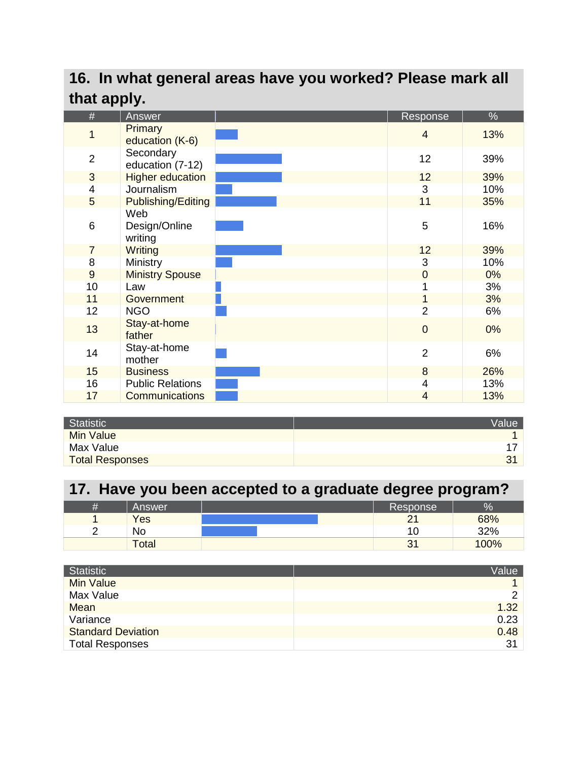## 16. In what general areas have you worked? Please mark all that apply.

| # | Answer | | Response | % |
|---|---|---|---|---|
| 1 | Primary education (K-6) | | 4 | 13% |
| 2 | Secondary education (7-12) | | 12 | 39% |
| 3 | Higher education | | 12 | 39% |
| 4 | Journalism | | 3 | 10% |
| 5 | Publishing/Editing | | 11 | 35% |
| 6 | Web Design/Online writing | | 5 | 16% |
| 7 | Writing | | 12 | 39% |
| 8 | Ministry | | 3 | 10% |
| 9 | Ministry Spouse | | 0 | 0% |
| 10 | Law | | 1 | 3% |
| 11 | Government | | 1 | 3% |
| 12 | NGO | | 2 | 6% |
| 13 | Stay-at-home father | | 0 | 0% |
| 14 | Stay-at-home mother | | 2 | 6% |
| 15 | Business | | 8 | 26% |
| 16 | Public Relations | | 4 | 13% |
| 17 | Communications | | 4 | 13% |

| Statistic | Value |
|---|---|
| Min Value | 1 |
| Max Value | 17 |
| Total Responses | 31 |

## 17. Have you been accepted to a graduate degree program?

| # | Answer | | Response | % |
|---|---|---|---|---|
| 1 | Yes | | 21 | 68% |
| 2 | No | | 10 | 32% |
| | Total | | 31 | 100% |

| Statistic | Value |
|---|---|
| Min Value | 1 |
| Max Value | 2 |
| Mean | 1.32 |
| Variance | 0.23 |
| Standard Deviation | 0.48 |
| Total Responses | 31 |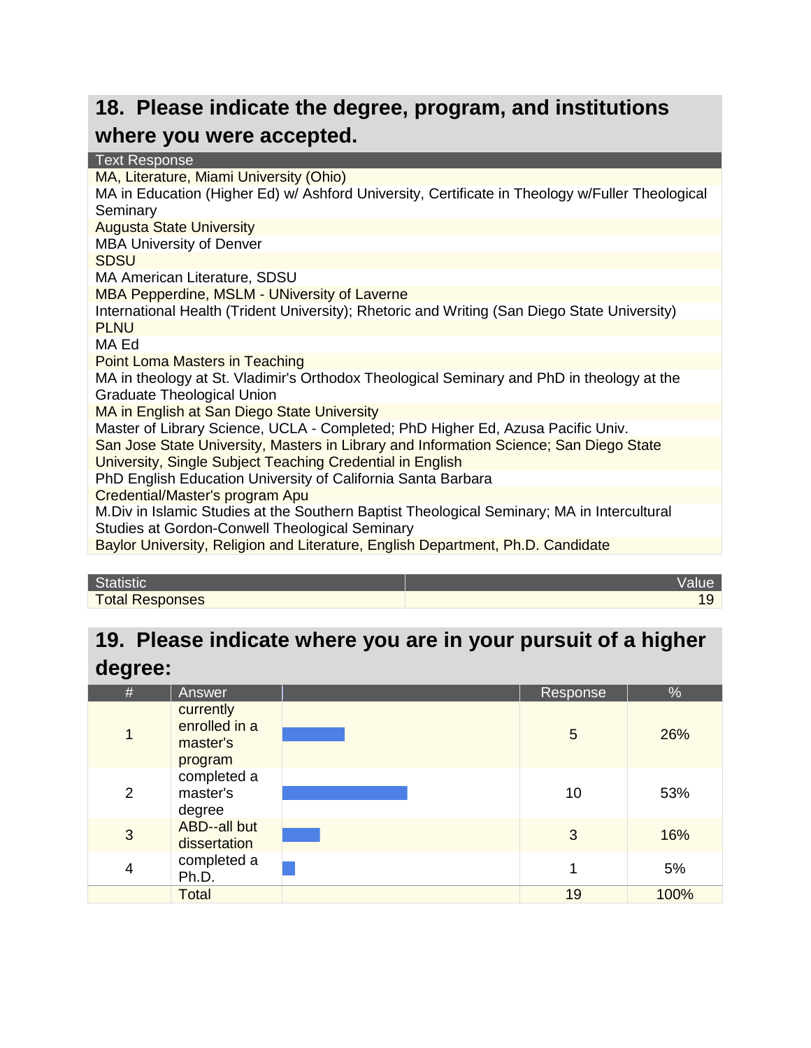## 18. Please indicate the degree, program, and institutions where you were accepted.

| Text Response |
|---|
| MA, Literature, Miami University (Ohio) |
| MA in Education (Higher Ed) w/ Ashford University, Certificate in Theology w/Fuller Theological Seminary |
| Augusta State University |
| MBA University of Denver |
| SDSU |
| MA American Literature, SDSU |
| MBA Pepperdine, MSLM - UNiversity of Laverne |
| International Health (Trident University); Rhetoric and Writing (San Diego State University) |
| PLNU |
| MA Ed |
| Point Loma Masters in Teaching |
| MA in theology at St. Vladimir's Orthodox Theological Seminary and PhD in theology at the Graduate Theological Union |
| MA in English at San Diego State University |
| Master of Library Science, UCLA - Completed; PhD Higher Ed, Azusa Pacific Univ. |
| San Jose State University, Masters in Library and Information Science; San Diego State University, Single Subject Teaching Credential in English |
| PhD English Education University of California Santa Barbara |
| Credential/Master's program Apu |
| M.Div in Islamic Studies at the Southern Baptist Theological Seminary; MA in Intercultural Studies at Gordon-Conwell Theological Seminary |
| Baylor University, Religion and Literature, English Department, Ph.D. Candidate |

| Statistic | Value |
|---|---|
| Total Responses | 19 |

## 19. Please indicate where you are in your pursuit of a higher degree:

| # | Answer | Response | % |
|---|---|---|---|
| 1 | currently enrolled in a master's program | 5 | 26% |
| 2 | completed a master's degree | 10 | 53% |
| 3 | ABD--all but dissertation | 3 | 16% |
| 4 | completed a Ph.D. | 1 | 5% |
| | Total | 19 | 100% |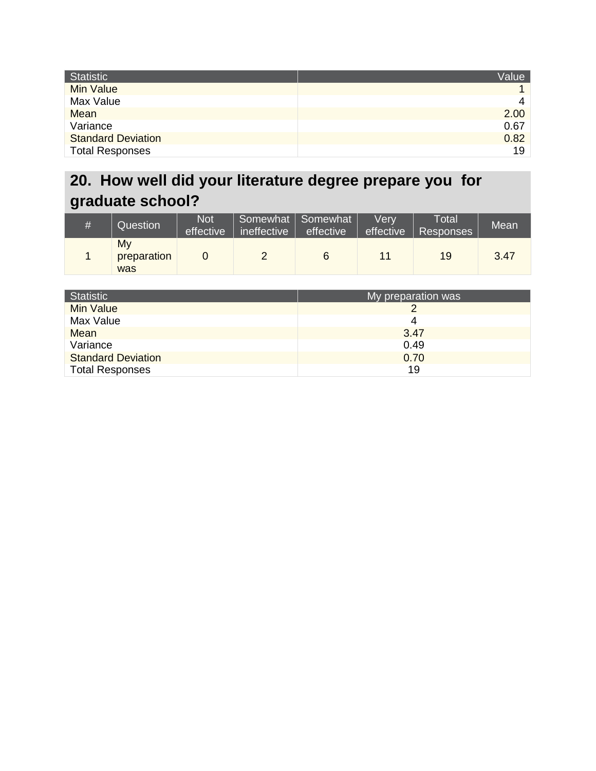| Statistic | Value |
| --- | --- |
| Min Value | 1 |
| Max Value | 4 |
| Mean | 2.00 |
| Variance | 0.67 |
| Standard Deviation | 0.82 |
| Total Responses | 19 |

## 20. How well did your literature degree prepare you for graduate school?

| # | Question | Not effective | Somewhat ineffective | Somewhat effective | Very effective | Total Responses | Mean |
| --- | --- | --- | --- | --- | --- | --- | --- |
| 1 | My preparation was | 0 | 2 | 6 | 11 | 19 | 3.47 |

| Statistic | My preparation was |
| --- | --- |
| Min Value | 2 |
| Max Value | 4 |
| Mean | 3.47 |
| Variance | 0.49 |
| Standard Deviation | 0.70 |
| Total Responses | 19 |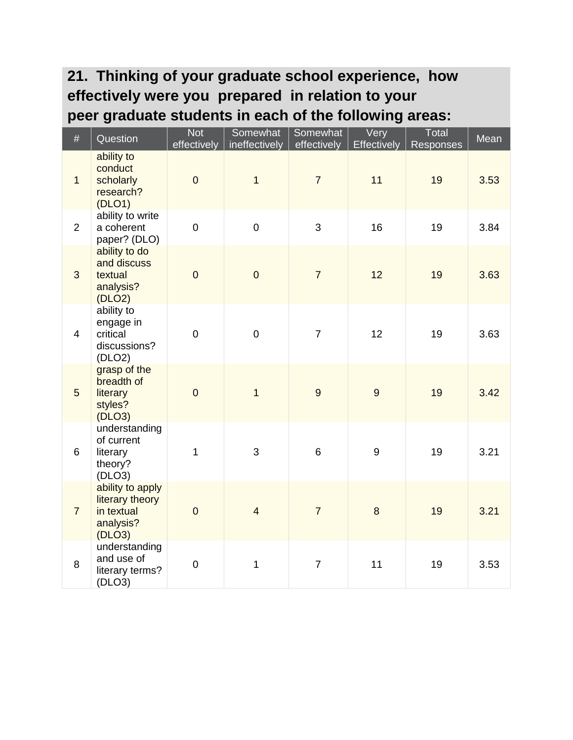**21. Thinking of your graduate school experience, how effectively were you prepared in relation to your peer graduate students in each of the following areas:**

| # | Question | Not effectively | Somewhat ineffectively | Somewhat effectively | Very Effectively | Total Responses | Mean |
|---|---|---|---|---|---|---|---|
| 1 | ability to conduct scholarly research? (DLO1) | 0 | 1 | 7 | 11 | 19 | 3.53 |
| 2 | ability to write a coherent paper? (DLO) | 0 | 0 | 3 | 16 | 19 | 3.84 |
| 3 | ability to do and discuss textual analysis? (DLO2) | 0 | 0 | 7 | 12 | 19 | 3.63 |
| 4 | ability to engage in critical discussions? (DLO2) | 0 | 0 | 7 | 12 | 19 | 3.63 |
| 5 | grasp of the breadth of literary styles? (DLO3) | 0 | 1 | 9 | 9 | 19 | 3.42 |
| 6 | understanding of current literary theory? (DLO3) | 1 | 3 | 6 | 9 | 19 | 3.21 |
| 7 | ability to apply literary theory in textual analysis? (DLO3) | 0 | 4 | 7 | 8 | 19 | 3.21 |
| 8 | understanding and use of literary terms? (DLO3) | 0 | 1 | 7 | 11 | 19 | 3.53 |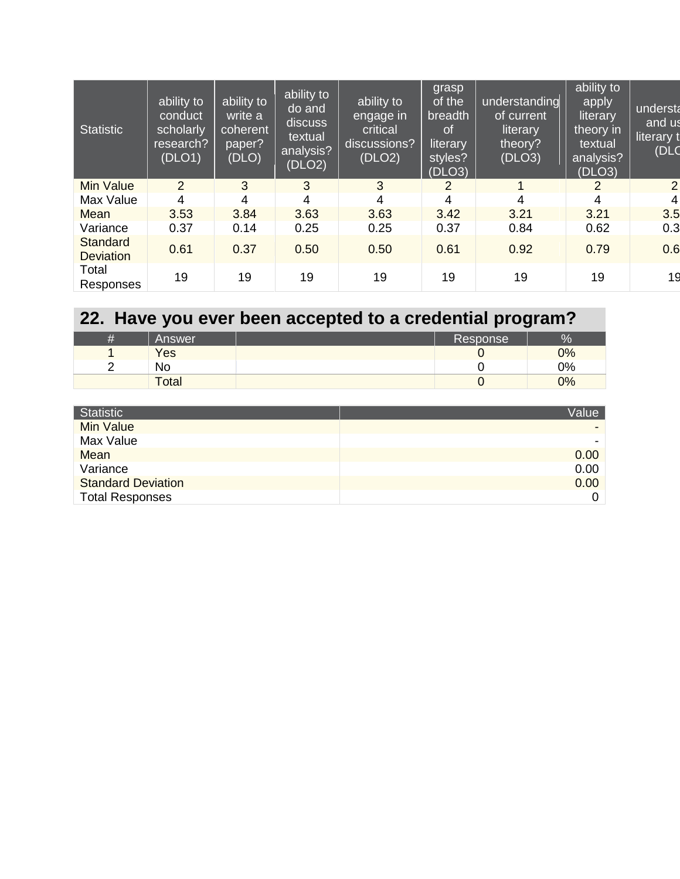| Statistic | ability to conduct scholarly research? (DLO1) | ability to write a coherent paper? (DLO) | ability to do and discuss textual analysis? (DLO2) | ability to engage in critical discussions? (DLO2) | grasp of the breadth of literary styles? (DLO3) | understanding of current literary theory? (DLO3) | ability to apply literary theory in textual analysis? (DLO3) | understa and us literary t (DLO |
| --- | --- | --- | --- | --- | --- | --- | --- | --- |
| Min Value | 2 | 3 | 3 | 3 | 2 | 1 | 2 | 2 |
| Max Value | 4 | 4 | 4 | 4 | 4 | 4 | 4 | 4 |
| Mean | 3.53 | 3.84 | 3.63 | 3.63 | 3.42 | 3.21 | 3.21 | 3.5 |
| Variance | 0.37 | 0.14 | 0.25 | 0.25 | 0.37 | 0.84 | 0.62 | 0.3 |
| Standard Deviation | 0.61 | 0.37 | 0.50 | 0.50 | 0.61 | 0.92 | 0.79 | 0.6 |
| Total Responses | 19 | 19 | 19 | 19 | 19 | 19 | 19 | 19 |

## 22. Have you ever been accepted to a credential program?

| # | Answer | | Response | % |
| --- | --- | --- | --- | --- |
| 1 | Yes | | 0 | 0% |
| 2 | No | | 0 | 0% |
| | Total | | 0 | 0% |

| Statistic | Value |
| --- | --- |
| Min Value | - |
| Max Value | - |
| Mean | 0.00 |
| Variance | 0.00 |
| Standard Deviation | 0.00 |
| Total Responses | 0 |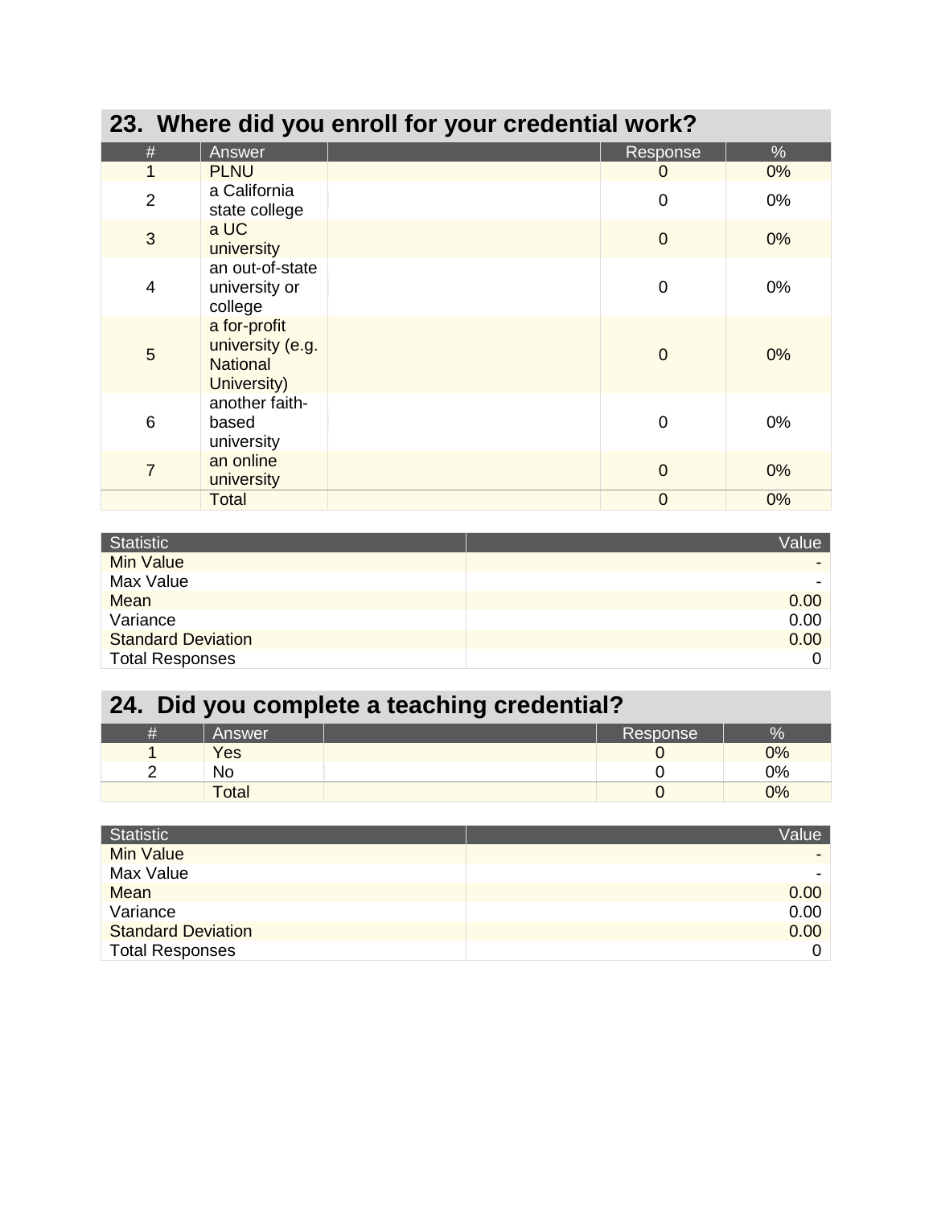## 23. Where did you enroll for your credential work?

| # | Answer | | Response | % |
|---|---|---|---|---|
| 1 | PLNU | | 0 | 0% |
| 2 | a California state college | | 0 | 0% |
| 3 | a UC university | | 0 | 0% |
| 4 | an out-of-state university or college | | 0 | 0% |
| 5 | a for-profit university (e.g. National University) | | 0 | 0% |
| 6 | another faith-based university | | 0 | 0% |
| 7 | an online university | | 0 | 0% |
| | Total | | 0 | 0% |

| Statistic | Value |
|---|---|
| Min Value | - |
| Max Value | - |
| Mean | 0.00 |
| Variance | 0.00 |
| Standard Deviation | 0.00 |
| Total Responses | 0 |

## 24. Did you complete a teaching credential?

| # | Answer | | Response | % |
|---|---|---|---|---|
| 1 | Yes | | 0 | 0% |
| 2 | No | | 0 | 0% |
| | Total | | 0 | 0% |

| Statistic | Value |
|---|---|
| Min Value | - |
| Max Value | - |
| Mean | 0.00 |
| Variance | 0.00 |
| Standard Deviation | 0.00 |
| Total Responses | 0 |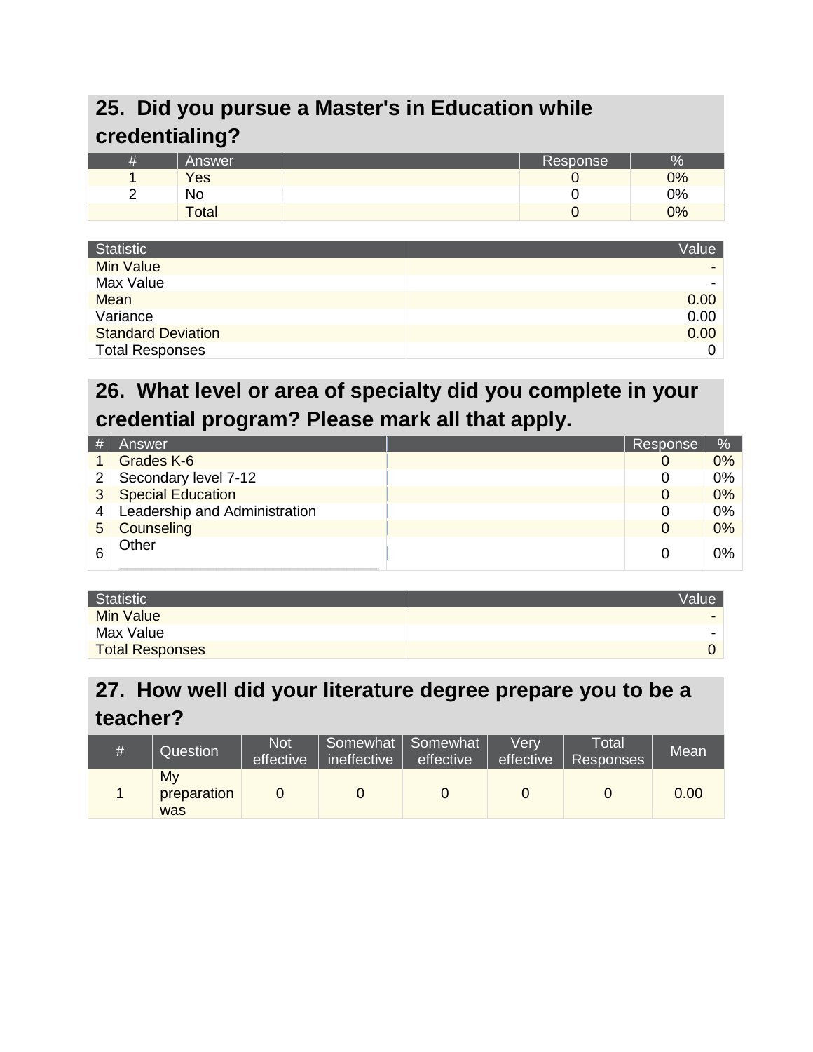## 25. Did you pursue a Master's in Education while credentialing?

| # | Answer | | Response | % |
|---|---|---|---|---|
| 1 | Yes | | 0 | 0% |
| 2 | No | | 0 | 0% |
| | Total | | 0 | 0% |

| Statistic | Value |
|---|---|
| Min Value | - |
| Max Value | - |
| Mean | 0.00 |
| Variance | 0.00 |
| Standard Deviation | 0.00 |
| Total Responses | 0 |

## 26. What level or area of specialty did you complete in your credential program? Please mark all that apply.

| # | Answer | | Response | % |
|---|---|---|---|---|
| 1 | Grades K-6 | | 0 | 0% |
| 2 | Secondary level 7-12 | | 0 | 0% |
| 3 | Special Education | | 0 | 0% |
| 4 | Leadership and Administration | | 0 | 0% |
| 5 | Counseling | | 0 | 0% |
| 6 | Other ______________________________ | | 0 | 0% |

| Statistic | Value |
|---|---|
| Min Value | - |
| Max Value | - |
| Total Responses | 0 |

## 27. How well did your literature degree prepare you to be a teacher?

| # | Question | Not effective | Somewhat ineffective | Somewhat effective | Very effective | Total Responses | Mean |
|---|---|---|---|---|---|---|---|
| 1 | My preparation was | 0 | 0 | 0 | 0 | 0 | 0.00 |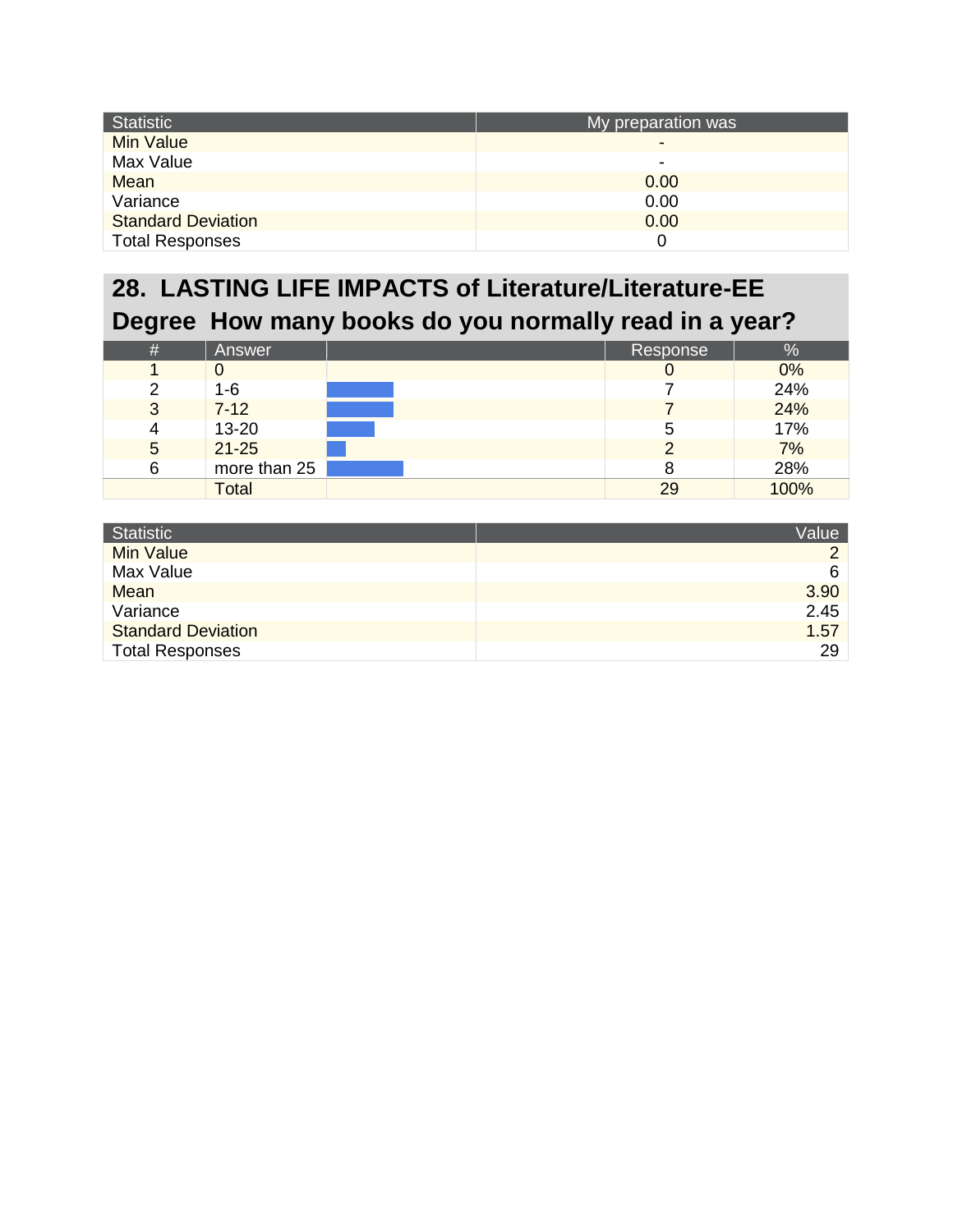| Statistic | My preparation was |
|---|---|
| Min Value | - |
| Max Value | - |
| Mean | 0.00 |
| Variance | 0.00 |
| Standard Deviation | 0.00 |
| Total Responses | 0 |

## 28. LASTING LIFE IMPACTS of Literature/Literature-EE Degree How many books do you normally read in a year?

| # | Answer | | Response | % |
|---|---|---|---|---|
| 1 | 0 | | 0 | 0% |
| 2 | 1-6 | | 7 | 24% |
| 3 | 7-12 | | 7 | 24% |
| 4 | 13-20 | | 5 | 17% |
| 5 | 21-25 | | 2 | 7% |
| 6 | more than 25 | | 8 | 28% |
| | Total | | 29 | 100% |

| Statistic | Value |
|---|---|
| Min Value | 2 |
| Max Value | 6 |
| Mean | 3.90 |
| Variance | 2.45 |
| Standard Deviation | 1.57 |
| Total Responses | 29 |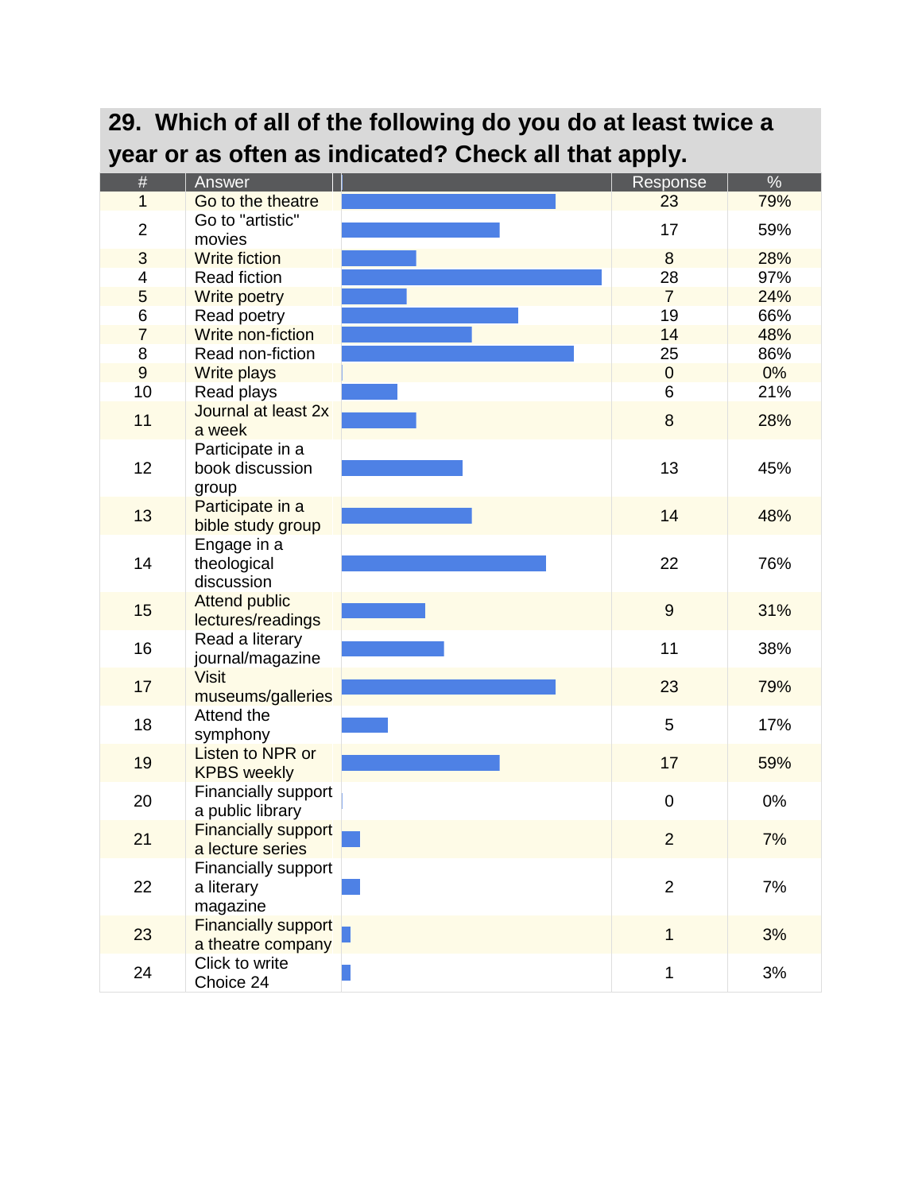## 29. Which of all of the following do you do at least twice a year or as often as indicated? Check all that apply.

| # | Answer | | Response | % |
|---|---|---|---|---|
| 1 | Go to the theatre | | 23 | 79% |
| 2 | Go to "artistic" movies | | 17 | 59% |
| 3 | Write fiction | | 8 | 28% |
| 4 | Read fiction | | 28 | 97% |
| 5 | Write poetry | | 7 | 24% |
| 6 | Read poetry | | 19 | 66% |
| 7 | Write non-fiction | | 14 | 48% |
| 8 | Read non-fiction | | 25 | 86% |
| 9 | Write plays | | 0 | 0% |
| 10 | Read plays | | 6 | 21% |
| 11 | Journal at least 2x a week | | 8 | 28% |
| 12 | Participate in a book discussion group | | 13 | 45% |
| 13 | Participate in a bible study group | | 14 | 48% |
| 14 | Engage in a theological discussion | | 22 | 76% |
| 15 | Attend public lectures/readings | | 9 | 31% |
| 16 | Read a literary journal/magazine | | 11 | 38% |
| 17 | Visit museums/galleries | | 23 | 79% |
| 18 | Attend the symphony | | 5 | 17% |
| 19 | Listen to NPR or KPBS weekly | | 17 | 59% |
| 20 | Financially support a public library | | 0 | 0% |
| 21 | Financially support a lecture series | | 2 | 7% |
| 22 | Financially support a literary magazine | | 2 | 7% |
| 23 | Financially support a theatre company | | 1 | 3% |
| 24 | Click to write Choice 24 | | 1 | 3% |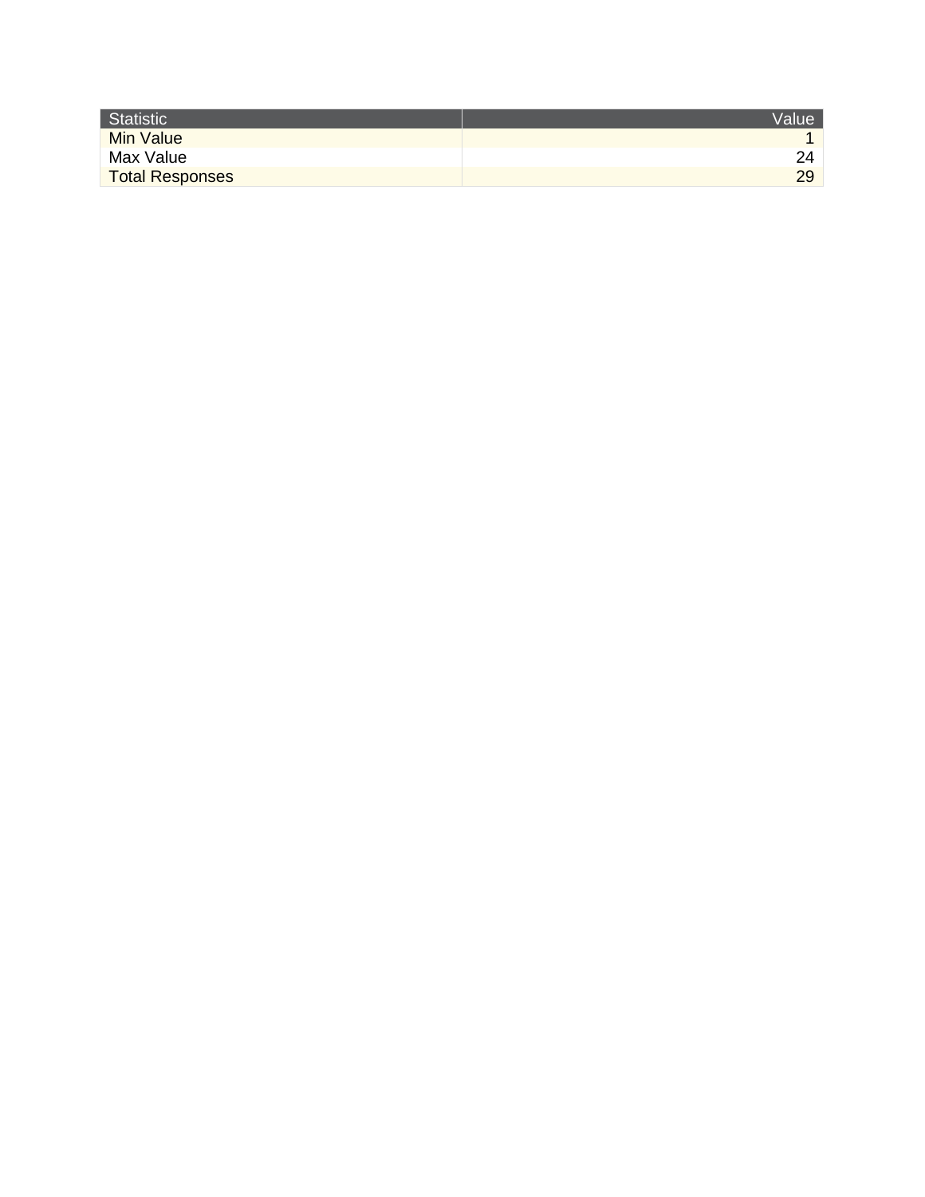| Statistic | Value |
| --- | ---: |
| Min Value | 1 |
| Max Value | 24 |
| Total Responses | 29 |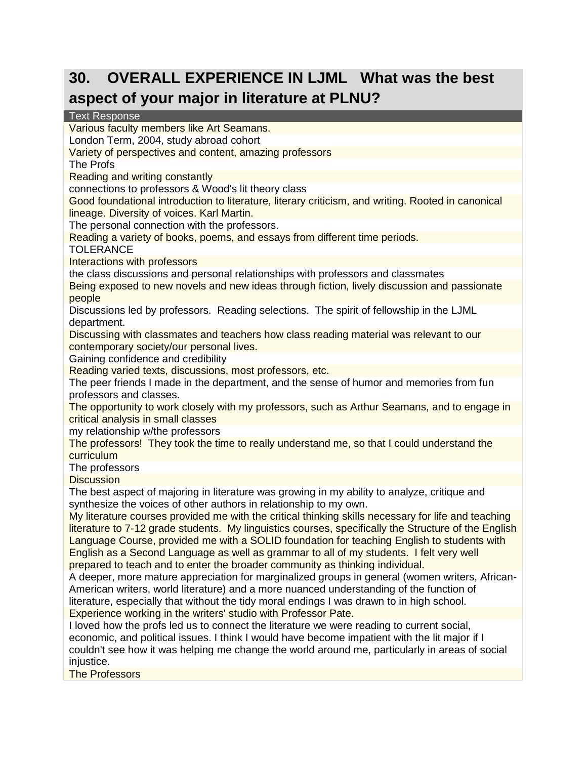## 30. OVERALL EXPERIENCE IN LJML What was the best aspect of your major in literature at PLNU?

| Text Response |
|---|
| Various faculty members like Art Seamans. |
| London Term, 2004, study abroad cohort |
| Variety of perspectives and content, amazing professors |
| The Profs |
| Reading and writing constantly |
| connections to professors & Wood's lit theory class |
| Good foundational introduction to literature, literary criticism, and writing. Rooted in canonical lineage. Diversity of voices. Karl Martin. |
| The personal connection with the professors. |
| Reading a variety of books, poems, and essays from different time periods. |
| TOLERANCE |
| Interactions with professors |
| the class discussions and personal relationships with professors and classmates |
| Being exposed to new novels and new ideas through fiction, lively discussion and passionate people |
| Discussions led by professors. Reading selections. The spirit of fellowship in the LJML department. |
| Discussing with classmates and teachers how class reading material was relevant to our contemporary society/our personal lives. |
| Gaining confidence and credibility |
| Reading varied texts, discussions, most professors, etc. |
| The peer friends I made in the department, and the sense of humor and memories from fun professors and classes. |
| The opportunity to work closely with my professors, such as Arthur Seamans, and to engage in critical analysis in small classes |
| my relationship w/the professors |
| The professors! They took the time to really understand me, so that I could understand the curriculum |
| The professors |
| Discussion |
| The best aspect of majoring in literature was growing in my ability to analyze, critique and synthesize the voices of other authors in relationship to my own. |
| My literature courses provided me with the critical thinking skills necessary for life and teaching literature to 7-12 grade students. My linguistics courses, specifically the Structure of the English Language Course, provided me with a SOLID foundation for teaching English to students with English as a Second Language as well as grammar to all of my students. I felt very well prepared to teach and to enter the broader community as thinking individual. |
| A deeper, more mature appreciation for marginalized groups in general (women writers, African-American writers, world literature) and a more nuanced understanding of the function of literature, especially that without the tidy moral endings I was drawn to in high school. |
| Experience working in the writers' studio with Professor Pate. |
| I loved how the profs led us to connect the literature we were reading to current social, economic, and political issues. I think I would have become impatient with the lit major if I couldn't see how it was helping me change the world around me, particularly in areas of social injustice. |
| The Professors |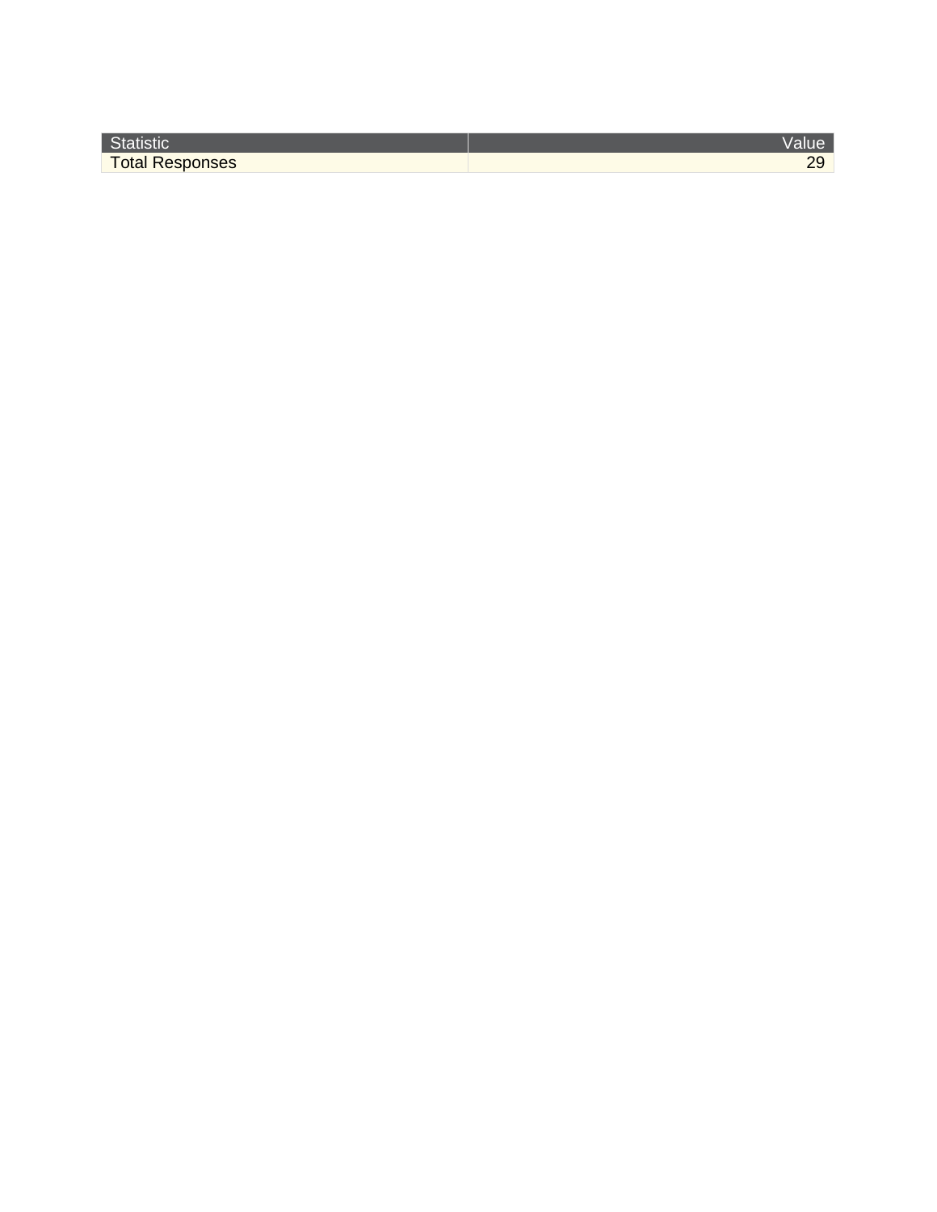| Statistic | Value |
| --- | ---: |
| Total Responses | 29 |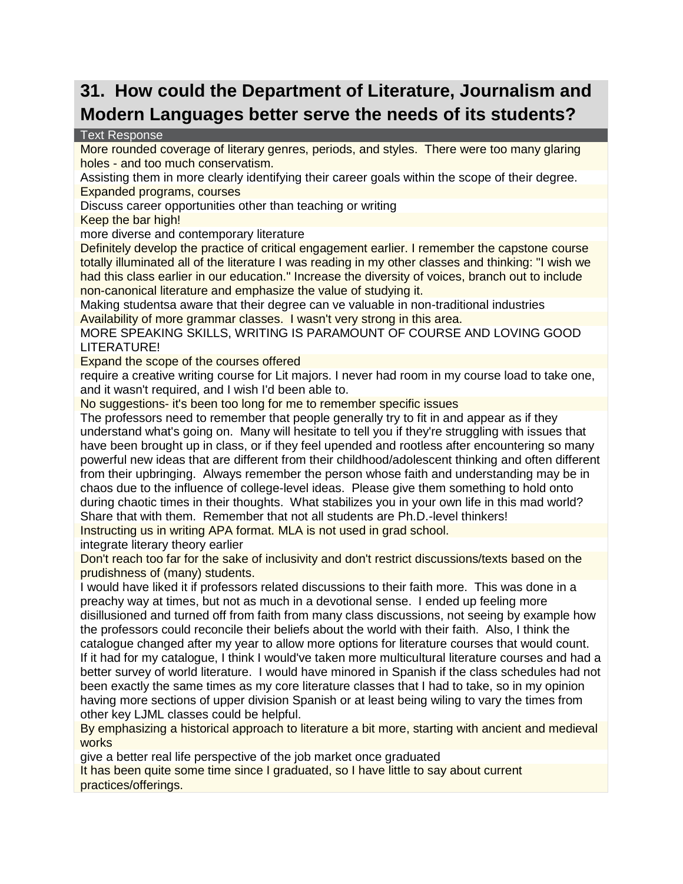## 31. How could the Department of Literature, Journalism and Modern Languages better serve the needs of its students?

| Text Response |
|---|
| More rounded coverage of literary genres, periods, and styles. There were too many glaring holes - and too much conservatism. |
| Assisting them in more clearly identifying their career goals within the scope of their degree. |
| Expanded programs, courses |
| Discuss career opportunities other than teaching or writing |
| Keep the bar high! |
| more diverse and contemporary literature |
| Definitely develop the practice of critical engagement earlier. I remember the capstone course totally illuminated all of the literature I was reading in my other classes and thinking: "I wish we had this class earlier in our education." Increase the diversity of voices, branch out to include non-canonical literature and emphasize the value of studying it. |
| Making studentsa aware that their degree can ve valuable in non-traditional industries |
| Availability of more grammar classes. I wasn't very strong in this area. |
| MORE SPEAKING SKILLS, WRITING IS PARAMOUNT OF COURSE AND LOVING GOOD LITERATURE! |
| Expand the scope of the courses offered |
| require a creative writing course for Lit majors. I never had room in my course load to take one, and it wasn't required, and I wish I'd been able to. |
| No suggestions- it's been too long for me to remember specific issues |
| The professors need to remember that people generally try to fit in and appear as if they understand what's going on. Many will hesitate to tell you if they're struggling with issues that have been brought up in class, or if they feel upended and rootless after encountering so many powerful new ideas that are different from their childhood/adolescent thinking and often different from their upbringing. Always remember the person whose faith and understanding may be in chaos due to the influence of college-level ideas. Please give them something to hold onto during chaotic times in their thoughts. What stabilizes you in your own life in this mad world? Share that with them. Remember that not all students are Ph.D.-level thinkers! |
| Instructing us in writing APA format. MLA is not used in grad school. |
| integrate literary theory earlier |
| Don't reach too far for the sake of inclusivity and don't restrict discussions/texts based on the prudishness of (many) students. |
| I would have liked it if professors related discussions to their faith more. This was done in a preachy way at times, but not as much in a devotional sense. I ended up feeling more disillusioned and turned off from faith from many class discussions, not seeing by example how the professors could reconcile their beliefs about the world with their faith. Also, I think the catalogue changed after my year to allow more options for literature courses that would count. If it had for my catalogue, I think I would've taken more multicultural literature courses and had a better survey of world literature. I would have minored in Spanish if the class schedules had not been exactly the same times as my core literature classes that I had to take, so in my opinion having more sections of upper division Spanish or at least being wiling to vary the times from other key LJML classes could be helpful. |
| By emphasizing a historical approach to literature a bit more, starting with ancient and medieval works |
| give a better real life perspective of the job market once graduated |
| It has been quite some time since I graduated, so I have little to say about current practices/offerings. |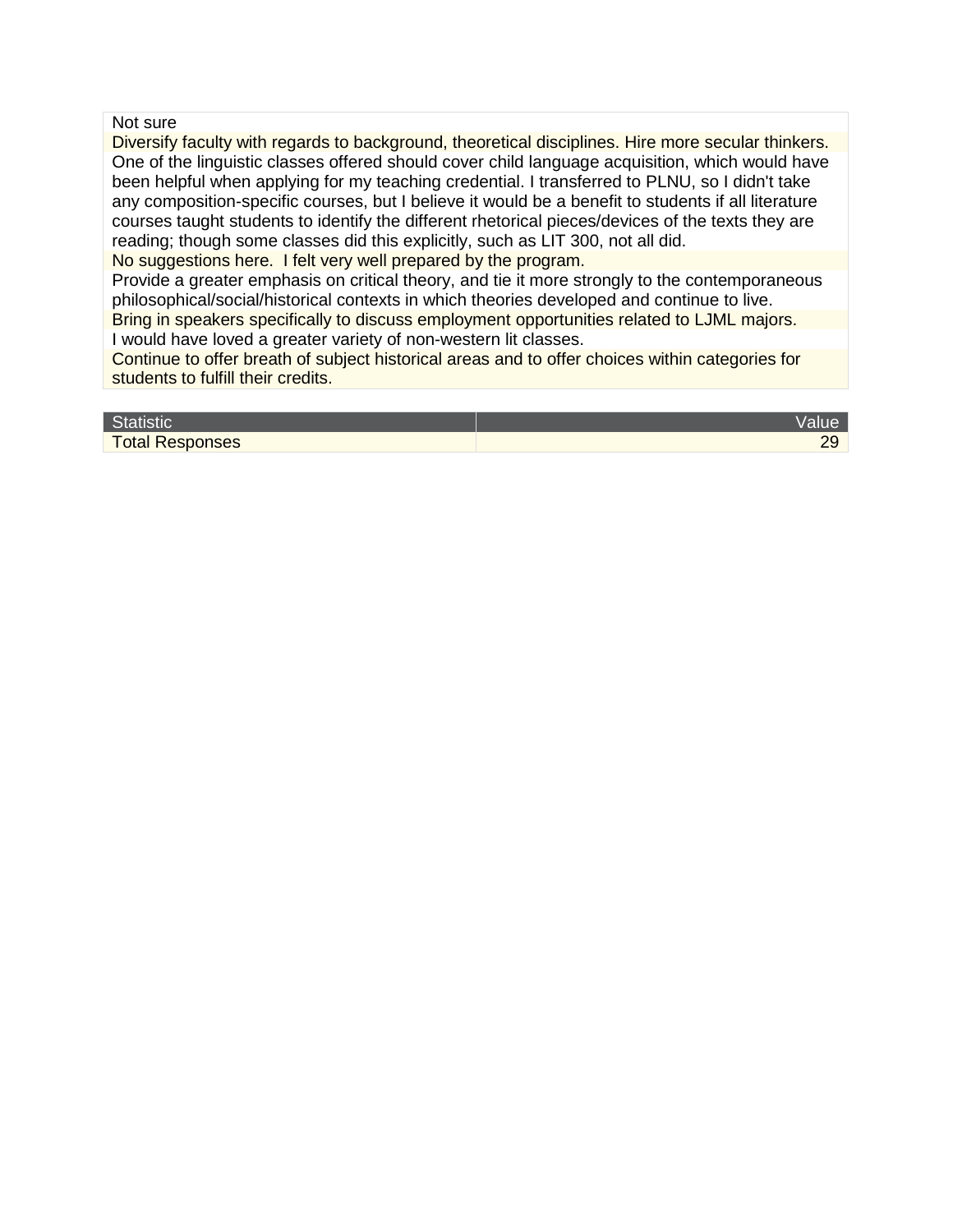| |
|---|
| Not sure |
| Diversify faculty with regards to background, theoretical disciplines. Hire more secular thinkers. |
| One of the linguistic classes offered should cover child language acquisition, which would have been helpful when applying for my teaching credential. I transferred to PLNU, so I didn't take any composition-specific courses, but I believe it would be a benefit to students if all literature courses taught students to identify the different rhetorical pieces/devices of the texts they are reading; though some classes did this explicitly, such as LIT 300, not all did. |
| No suggestions here. I felt very well prepared by the program. |
| Provide a greater emphasis on critical theory, and tie it more strongly to the contemporaneous philosophical/social/historical contexts in which theories developed and continue to live. |
| Bring in speakers specifically to discuss employment opportunities related to LJML majors. |
| I would have loved a greater variety of non-western lit classes. |
| Continue to offer breath of subject historical areas and to offer choices within categories for students to fulfill their credits. |

| Statistic | Value |
|---|---|
| Total Responses | 29 |